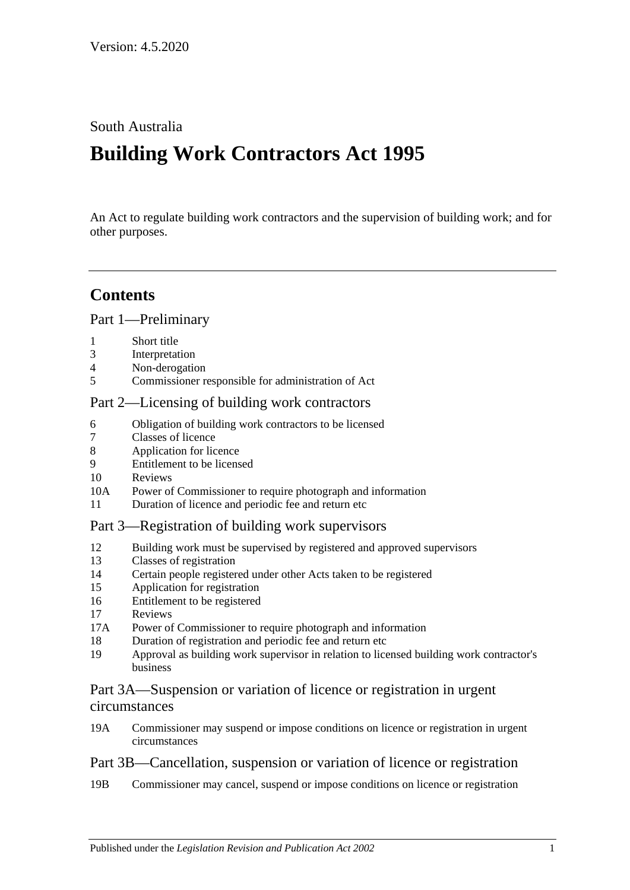Version: 4.5.2020

South Australia

# Building Work Contractors Act 1995

An Act to regulate building work contractors and the supervision of building work; and for other purposes.

---

## Contents

### Part 1—Preliminary

1 Short title
3 Interpretation
4 Non-derogation
5 Commissioner responsible for administration of Act

### Part 2—Licensing of building work contractors

6 Obligation of building work contractors to be licensed
7 Classes of licence
8 Application for licence
9 Entitlement to be licensed
10 Reviews
10A Power of Commissioner to require photograph and information
11 Duration of licence and periodic fee and return etc

### Part 3—Registration of building work supervisors

12 Building work must be supervised by registered and approved supervisors
13 Classes of registration
14 Certain people registered under other Acts taken to be registered
15 Application for registration
16 Entitlement to be registered
17 Reviews
17A Power of Commissioner to require photograph and information
18 Duration of registration and periodic fee and return etc
19 Approval as building work supervisor in relation to licensed building work contractor's business

### Part 3A—Suspension or variation of licence or registration in urgent circumstances

19A Commissioner may suspend or impose conditions on licence or registration in urgent circumstances

### Part 3B—Cancellation, suspension or variation of licence or registration

19B Commissioner may cancel, suspend or impose conditions on licence or registration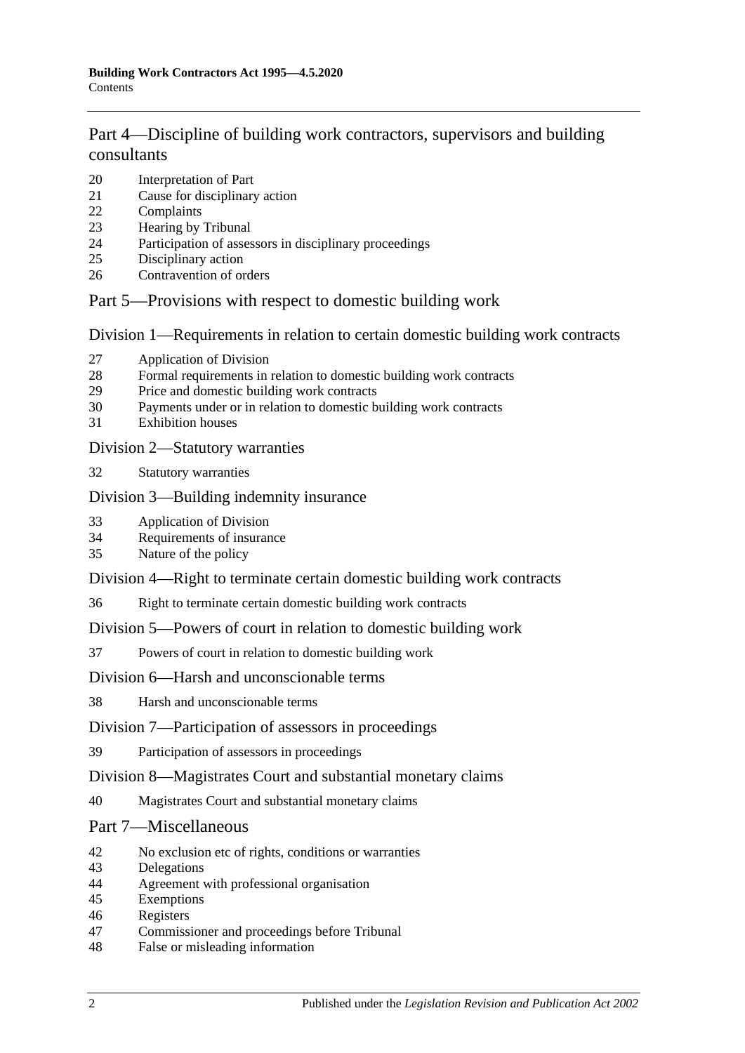## Part 4—Discipline of building work contractors, supervisors and building consultants

20 Interpretation of Part
21 Cause for disciplinary action
22 Complaints
23 Hearing by Tribunal
24 Participation of assessors in disciplinary proceedings
25 Disciplinary action
26 Contravention of orders

## Part 5—Provisions with respect to domestic building work

### Division 1—Requirements in relation to certain domestic building work contracts

27 Application of Division
28 Formal requirements in relation to domestic building work contracts
29 Price and domestic building work contracts
30 Payments under or in relation to domestic building work contracts
31 Exhibition houses

### Division 2—Statutory warranties

32 Statutory warranties

### Division 3—Building indemnity insurance

33 Application of Division
34 Requirements of insurance
35 Nature of the policy

### Division 4—Right to terminate certain domestic building work contracts

36 Right to terminate certain domestic building work contracts

### Division 5—Powers of court in relation to domestic building work

37 Powers of court in relation to domestic building work

### Division 6—Harsh and unconscionable terms

38 Harsh and unconscionable terms

### Division 7—Participation of assessors in proceedings

39 Participation of assessors in proceedings

### Division 8—Magistrates Court and substantial monetary claims

40 Magistrates Court and substantial monetary claims

## Part 7—Miscellaneous

42 No exclusion etc of rights, conditions or warranties
43 Delegations
44 Agreement with professional organisation
45 Exemptions
46 Registers
47 Commissioner and proceedings before Tribunal
48 False or misleading information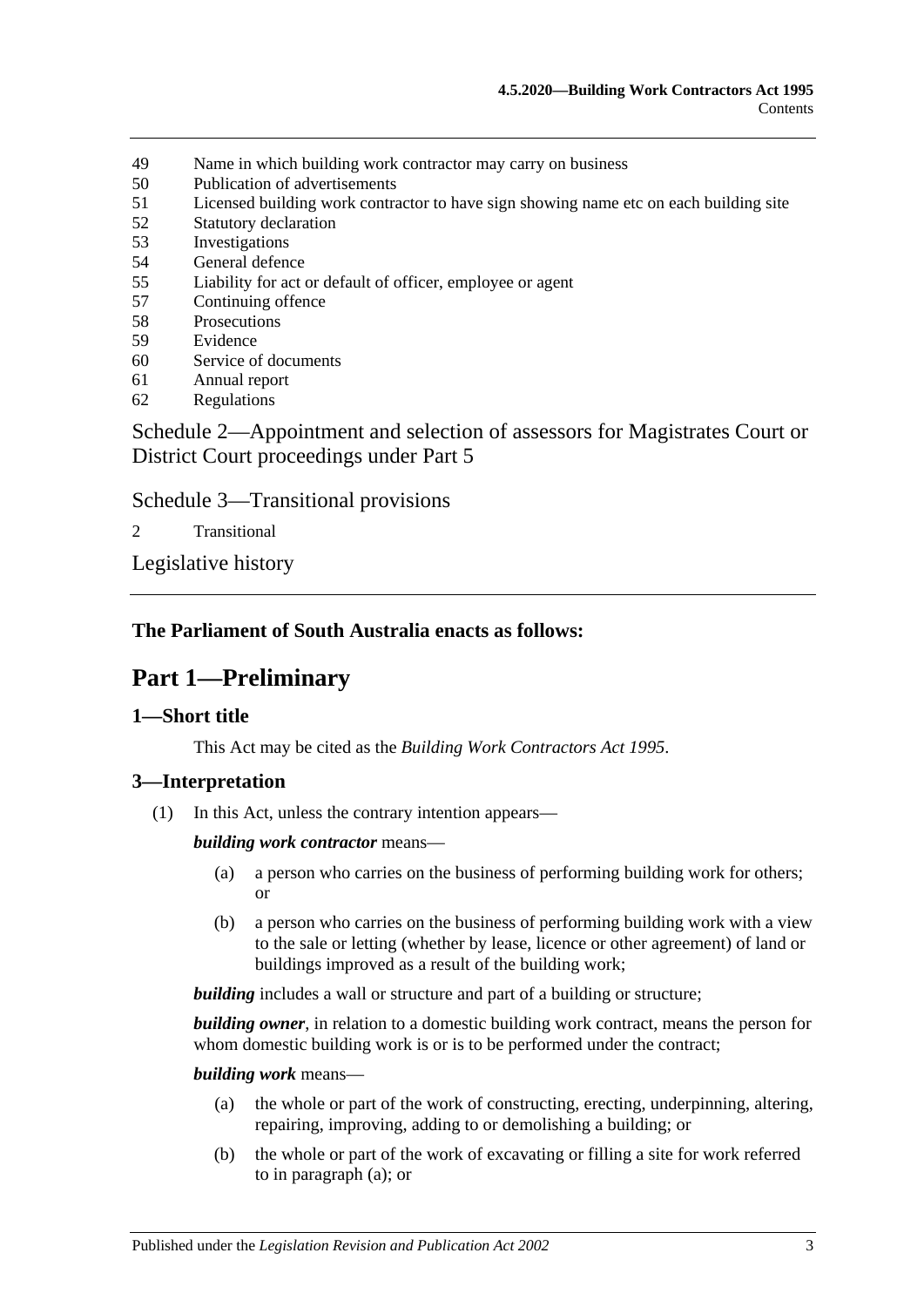49 Name in which building work contractor may carry on business
50 Publication of advertisements
51 Licensed building work contractor to have sign showing name etc on each building site
52 Statutory declaration
53 Investigations
54 General defence
55 Liability for act or default of officer, employee or agent
57 Continuing offence
58 Prosecutions
59 Evidence
60 Service of documents
61 Annual report
62 Regulations

Schedule 2—Appointment and selection of assessors for Magistrates Court or District Court proceedings under Part 5

Schedule 3—Transitional provisions

2 Transitional

Legislative history

**The Parliament of South Australia enacts as follows:**

# Part 1—Preliminary

## 1—Short title

This Act may be cited as the *Building Work Contractors Act 1995*.

## 3—Interpretation

(1) In this Act, unless the contrary intention appears—

***building work contractor*** means—

(a) a person who carries on the business of performing building work for others; or

(b) a person who carries on the business of performing building work with a view to the sale or letting (whether by lease, licence or other agreement) of land or buildings improved as a result of the building work;

***building*** includes a wall or structure and part of a building or structure;

***building owner***, in relation to a domestic building work contract, means the person for whom domestic building work is or is to be performed under the contract;

***building work*** means—

(a) the whole or part of the work of constructing, erecting, underpinning, altering, repairing, improving, adding to or demolishing a building; or

(b) the whole or part of the work of excavating or filling a site for work referred to in paragraph (a); or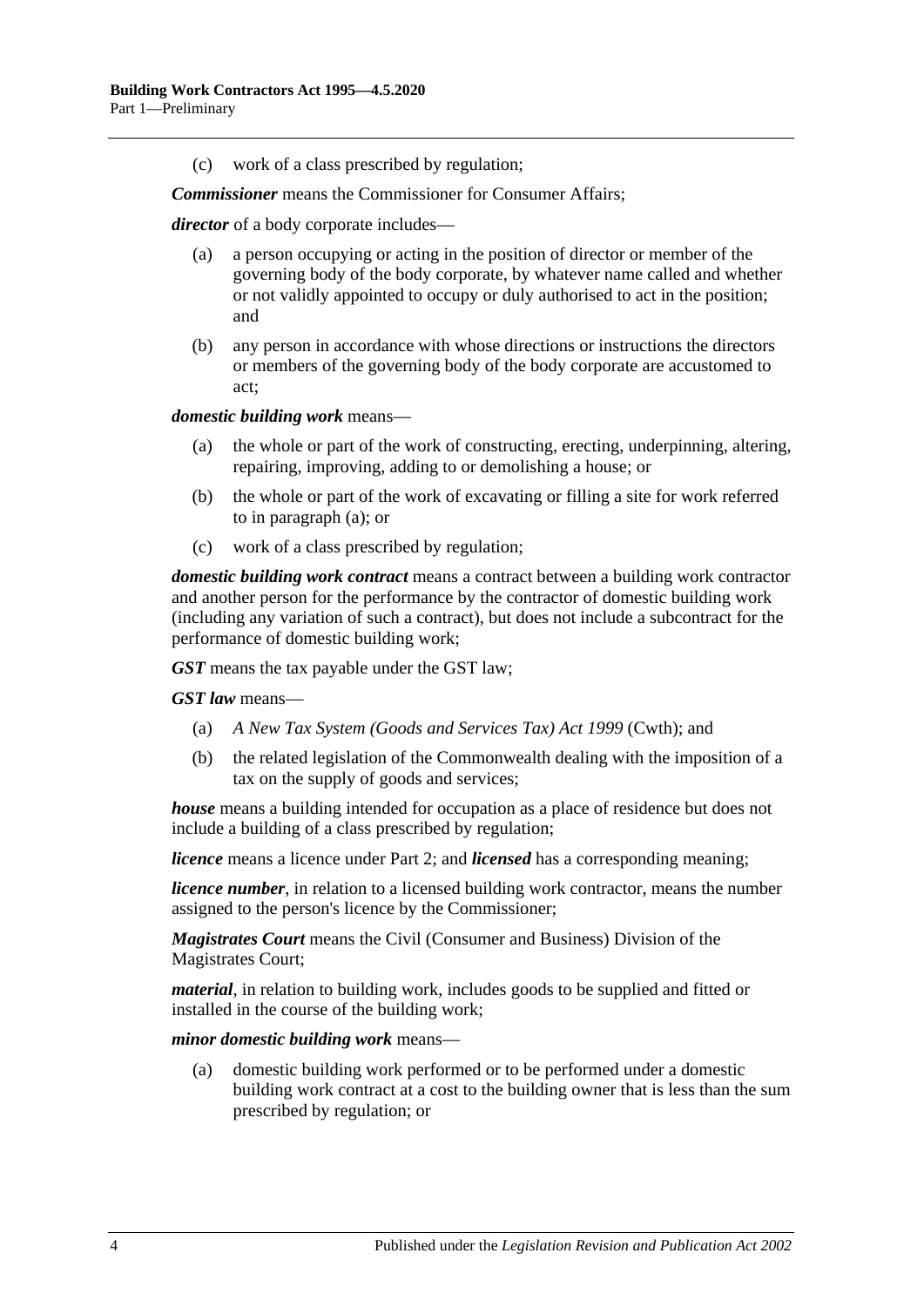(c) work of a class prescribed by regulation;

***Commissioner*** means the Commissioner for Consumer Affairs;

***director*** of a body corporate includes—

(a) a person occupying or acting in the position of director or member of the governing body of the body corporate, by whatever name called and whether or not validly appointed to occupy or duly authorised to act in the position; and

(b) any person in accordance with whose directions or instructions the directors or members of the governing body of the body corporate are accustomed to act;

***domestic building work*** means—

(a) the whole or part of the work of constructing, erecting, underpinning, altering, repairing, improving, adding to or demolishing a house; or

(b) the whole or part of the work of excavating or filling a site for work referred to in paragraph (a); or

(c) work of a class prescribed by regulation;

***domestic building work contract*** means a contract between a building work contractor and another person for the performance by the contractor of domestic building work (including any variation of such a contract), but does not include a subcontract for the performance of domestic building work;

***GST*** means the tax payable under the GST law;

***GST law*** means—

(a) *A New Tax System (Goods and Services Tax) Act 1999* (Cwth); and

(b) the related legislation of the Commonwealth dealing with the imposition of a tax on the supply of goods and services;

***house*** means a building intended for occupation as a place of residence but does not include a building of a class prescribed by regulation;

***licence*** means a licence under Part 2; and ***licensed*** has a corresponding meaning;

***licence number***, in relation to a licensed building work contractor, means the number assigned to the person's licence by the Commissioner;

***Magistrates Court*** means the Civil (Consumer and Business) Division of the Magistrates Court;

***material***, in relation to building work, includes goods to be supplied and fitted or installed in the course of the building work;

***minor domestic building work*** means—

(a) domestic building work performed or to be performed under a domestic building work contract at a cost to the building owner that is less than the sum prescribed by regulation; or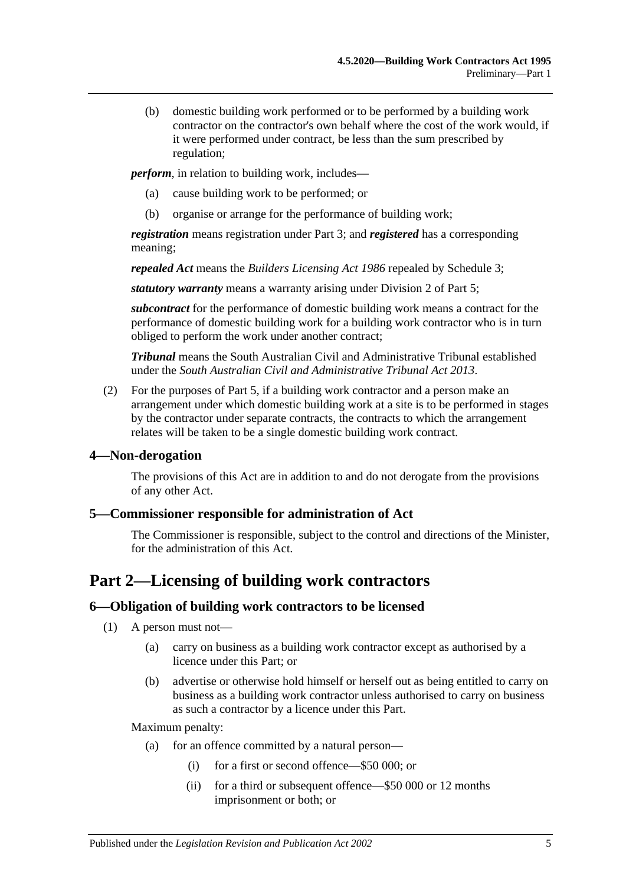(b) domestic building work performed or to be performed by a building work contractor on the contractor's own behalf where the cost of the work would, if it were performed under contract, be less than the sum prescribed by regulation;

***perform***, in relation to building work, includes—

(a) cause building work to be performed; or

(b) organise or arrange for the performance of building work;

***registration*** means registration under Part 3; and ***registered*** has a corresponding meaning;

***repealed Act*** means the *Builders Licensing Act 1986* repealed by Schedule 3;

***statutory warranty*** means a warranty arising under Division 2 of Part 5;

***subcontract*** for the performance of domestic building work means a contract for the performance of domestic building work for a building work contractor who is in turn obliged to perform the work under another contract;

***Tribunal*** means the South Australian Civil and Administrative Tribunal established under the *South Australian Civil and Administrative Tribunal Act 2013*.

(2) For the purposes of Part 5, if a building work contractor and a person make an arrangement under which domestic building work at a site is to be performed in stages by the contractor under separate contracts, the contracts to which the arrangement relates will be taken to be a single domestic building work contract.

### 4—Non-derogation

The provisions of this Act are in addition to and do not derogate from the provisions of any other Act.

### 5—Commissioner responsible for administration of Act

The Commissioner is responsible, subject to the control and directions of the Minister, for the administration of this Act.

## Part 2—Licensing of building work contractors

### 6—Obligation of building work contractors to be licensed

(1) A person must not—

(a) carry on business as a building work contractor except as authorised by a licence under this Part; or

(b) advertise or otherwise hold himself or herself out as being entitled to carry on business as a building work contractor unless authorised to carry on business as such a contractor by a licence under this Part.

Maximum penalty:

(a) for an offence committed by a natural person—

(i) for a first or second offence—$50 000; or

(ii) for a third or subsequent offence—$50 000 or 12 months imprisonment or both; or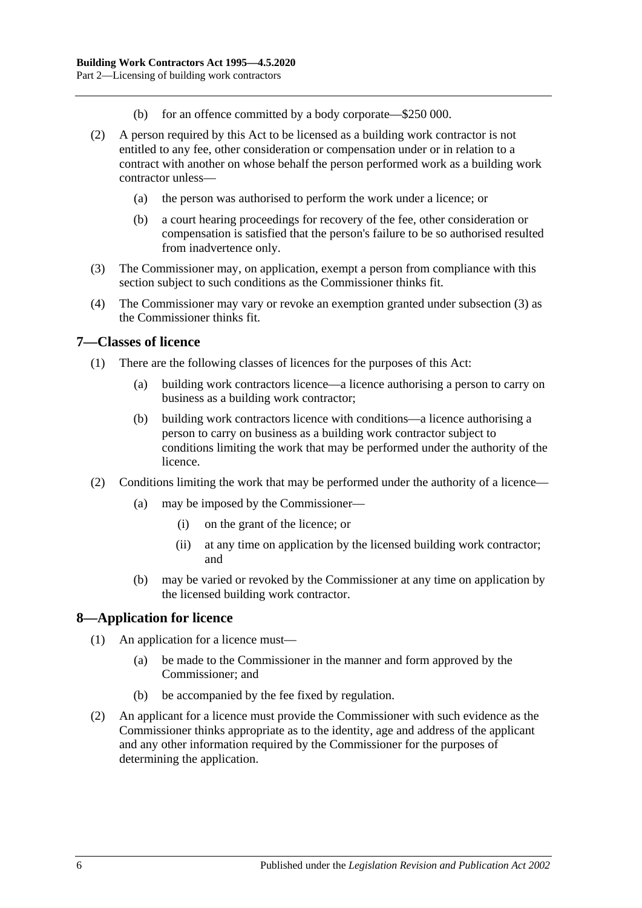(b) for an offence committed by a body corporate—$250 000.

(2) A person required by this Act to be licensed as a building work contractor is not entitled to any fee, other consideration or compensation under or in relation to a contract with another on whose behalf the person performed work as a building work contractor unless—

(a) the person was authorised to perform the work under a licence; or

(b) a court hearing proceedings for recovery of the fee, other consideration or compensation is satisfied that the person's failure to be so authorised resulted from inadvertence only.

(3) The Commissioner may, on application, exempt a person from compliance with this section subject to such conditions as the Commissioner thinks fit.

(4) The Commissioner may vary or revoke an exemption granted under subsection (3) as the Commissioner thinks fit.

## 7—Classes of licence

(1) There are the following classes of licences for the purposes of this Act:

(a) building work contractors licence—a licence authorising a person to carry on business as a building work contractor;

(b) building work contractors licence with conditions—a licence authorising a person to carry on business as a building work contractor subject to conditions limiting the work that may be performed under the authority of the licence.

(2) Conditions limiting the work that may be performed under the authority of a licence—

(a) may be imposed by the Commissioner—

(i) on the grant of the licence; or

(ii) at any time on application by the licensed building work contractor; and

(b) may be varied or revoked by the Commissioner at any time on application by the licensed building work contractor.

## 8—Application for licence

(1) An application for a licence must—

(a) be made to the Commissioner in the manner and form approved by the Commissioner; and

(b) be accompanied by the fee fixed by regulation.

(2) An applicant for a licence must provide the Commissioner with such evidence as the Commissioner thinks appropriate as to the identity, age and address of the applicant and any other information required by the Commissioner for the purposes of determining the application.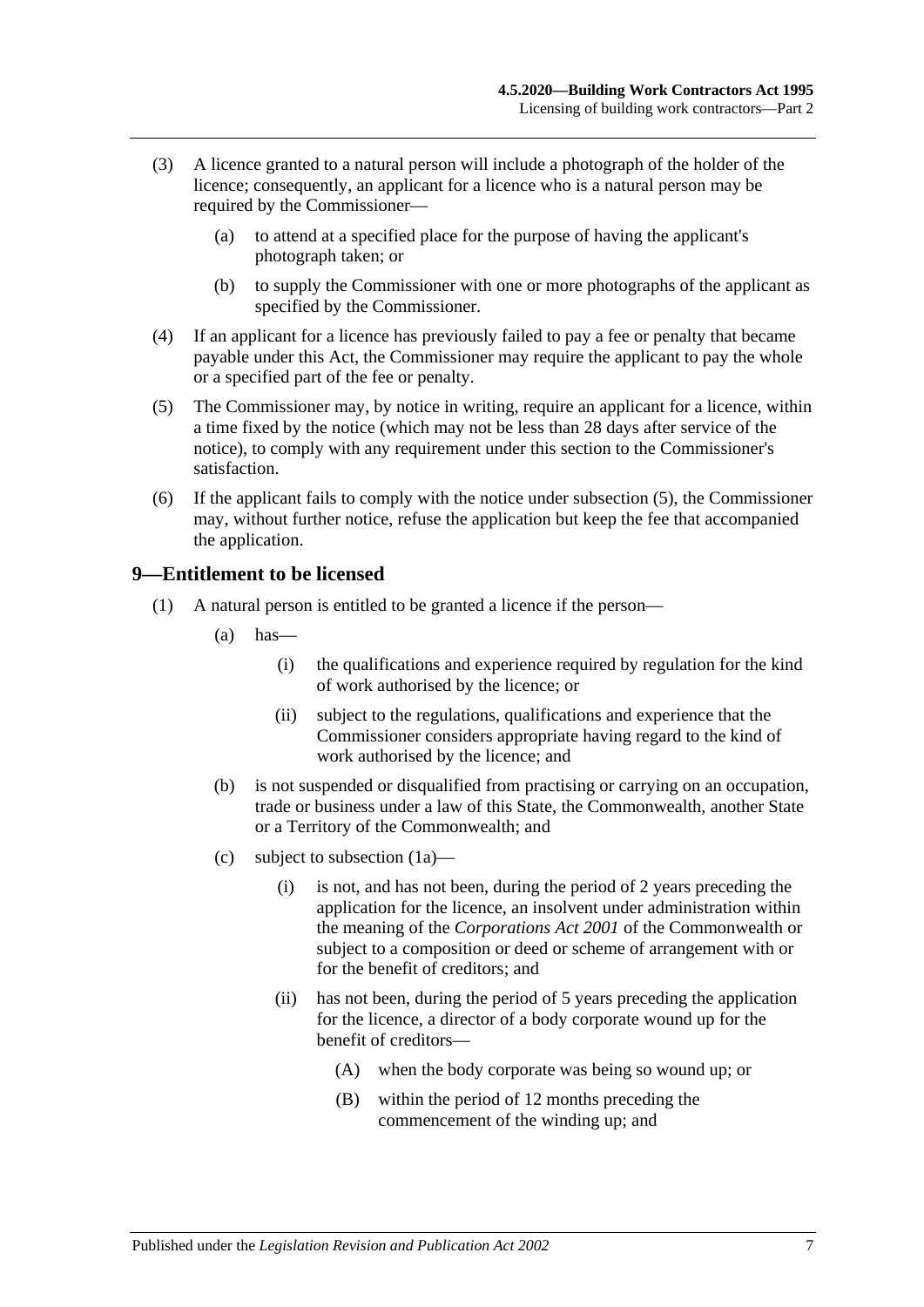(3) A licence granted to a natural person will include a photograph of the holder of the licence; consequently, an applicant for a licence who is a natural person may be required by the Commissioner—

(a) to attend at a specified place for the purpose of having the applicant's photograph taken; or

(b) to supply the Commissioner with one or more photographs of the applicant as specified by the Commissioner.

(4) If an applicant for a licence has previously failed to pay a fee or penalty that became payable under this Act, the Commissioner may require the applicant to pay the whole or a specified part of the fee or penalty.

(5) The Commissioner may, by notice in writing, require an applicant for a licence, within a time fixed by the notice (which may not be less than 28 days after service of the notice), to comply with any requirement under this section to the Commissioner's satisfaction.

(6) If the applicant fails to comply with the notice under subsection (5), the Commissioner may, without further notice, refuse the application but keep the fee that accompanied the application.

## 9—Entitlement to be licensed

(1) A natural person is entitled to be granted a licence if the person—

(a) has—

(i) the qualifications and experience required by regulation for the kind of work authorised by the licence; or

(ii) subject to the regulations, qualifications and experience that the Commissioner considers appropriate having regard to the kind of work authorised by the licence; and

(b) is not suspended or disqualified from practising or carrying on an occupation, trade or business under a law of this State, the Commonwealth, another State or a Territory of the Commonwealth; and

(c) subject to subsection (1a)—

(i) is not, and has not been, during the period of 2 years preceding the application for the licence, an insolvent under administration within the meaning of the *Corporations Act 2001* of the Commonwealth or subject to a composition or deed or scheme of arrangement with or for the benefit of creditors; and

(ii) has not been, during the period of 5 years preceding the application for the licence, a director of a body corporate wound up for the benefit of creditors—

(A) when the body corporate was being so wound up; or

(B) within the period of 12 months preceding the commencement of the winding up; and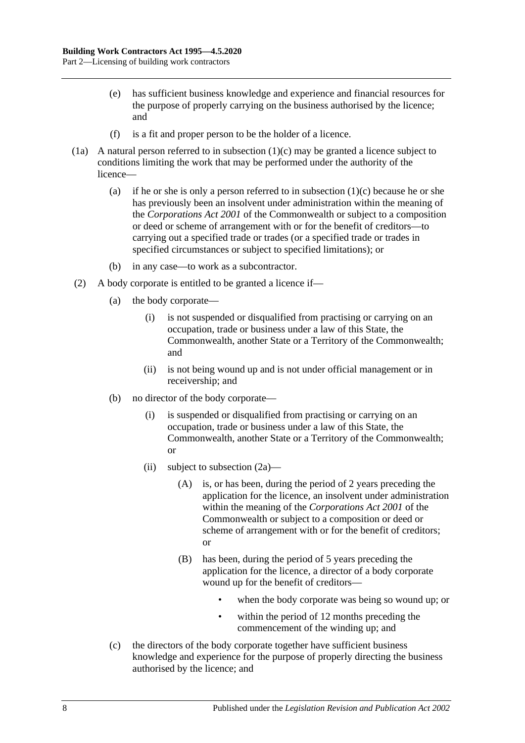(e) has sufficient business knowledge and experience and financial resources for the purpose of properly carrying on the business authorised by the licence; and

(f) is a fit and proper person to be the holder of a licence.

(1a) A natural person referred to in subsection (1)(c) may be granted a licence subject to conditions limiting the work that may be performed under the authority of the licence—

(a) if he or she is only a person referred to in subsection (1)(c) because he or she has previously been an insolvent under administration within the meaning of the *Corporations Act 2001* of the Commonwealth or subject to a composition or deed or scheme of arrangement with or for the benefit of creditors—to carrying out a specified trade or trades (or a specified trade or trades in specified circumstances or subject to specified limitations); or

(b) in any case—to work as a subcontractor.

(2) A body corporate is entitled to be granted a licence if—

(a) the body corporate—

(i) is not suspended or disqualified from practising or carrying on an occupation, trade or business under a law of this State, the Commonwealth, another State or a Territory of the Commonwealth; and

(ii) is not being wound up and is not under official management or in receivership; and

(b) no director of the body corporate—

(i) is suspended or disqualified from practising or carrying on an occupation, trade or business under a law of this State, the Commonwealth, another State or a Territory of the Commonwealth; or

(ii) subject to subsection (2a)—

(A) is, or has been, during the period of 2 years preceding the application for the licence, an insolvent under administration within the meaning of the *Corporations Act 2001* of the Commonwealth or subject to a composition or deed or scheme of arrangement with or for the benefit of creditors; or

(B) has been, during the period of 5 years preceding the application for the licence, a director of a body corporate wound up for the benefit of creditors—

- when the body corporate was being so wound up; or
- within the period of 12 months preceding the commencement of the winding up; and

(c) the directors of the body corporate together have sufficient business knowledge and experience for the purpose of properly directing the business authorised by the licence; and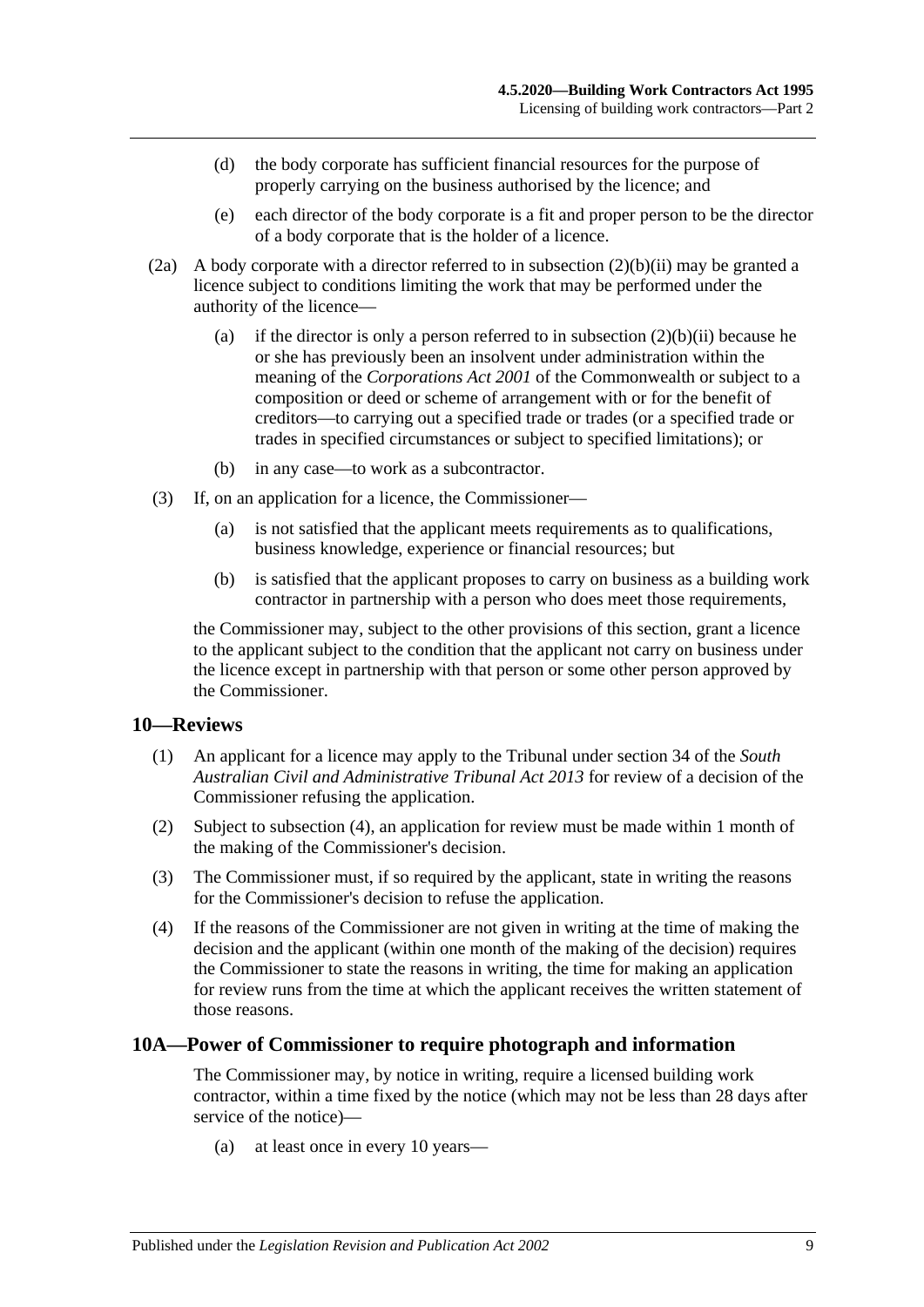(d) the body corporate has sufficient financial resources for the purpose of properly carrying on the business authorised by the licence; and

(e) each director of the body corporate is a fit and proper person to be the director of a body corporate that is the holder of a licence.

(2a) A body corporate with a director referred to in subsection (2)(b)(ii) may be granted a licence subject to conditions limiting the work that may be performed under the authority of the licence—

(a) if the director is only a person referred to in subsection (2)(b)(ii) because he or she has previously been an insolvent under administration within the meaning of the *Corporations Act 2001* of the Commonwealth or subject to a composition or deed or scheme of arrangement with or for the benefit of creditors—to carrying out a specified trade or trades (or a specified trade or trades in specified circumstances or subject to specified limitations); or

(b) in any case—to work as a subcontractor.

(3) If, on an application for a licence, the Commissioner—

(a) is not satisfied that the applicant meets requirements as to qualifications, business knowledge, experience or financial resources; but

(b) is satisfied that the applicant proposes to carry on business as a building work contractor in partnership with a person who does meet those requirements,

the Commissioner may, subject to the other provisions of this section, grant a licence to the applicant subject to the condition that the applicant not carry on business under the licence except in partnership with that person or some other person approved by the Commissioner.

## 10—Reviews

(1) An applicant for a licence may apply to the Tribunal under section 34 of the *South Australian Civil and Administrative Tribunal Act 2013* for review of a decision of the Commissioner refusing the application.

(2) Subject to subsection (4), an application for review must be made within 1 month of the making of the Commissioner's decision.

(3) The Commissioner must, if so required by the applicant, state in writing the reasons for the Commissioner's decision to refuse the application.

(4) If the reasons of the Commissioner are not given in writing at the time of making the decision and the applicant (within one month of the making of the decision) requires the Commissioner to state the reasons in writing, the time for making an application for review runs from the time at which the applicant receives the written statement of those reasons.

## 10A—Power of Commissioner to require photograph and information

The Commissioner may, by notice in writing, require a licensed building work contractor, within a time fixed by the notice (which may not be less than 28 days after service of the notice)—

(a) at least once in every 10 years—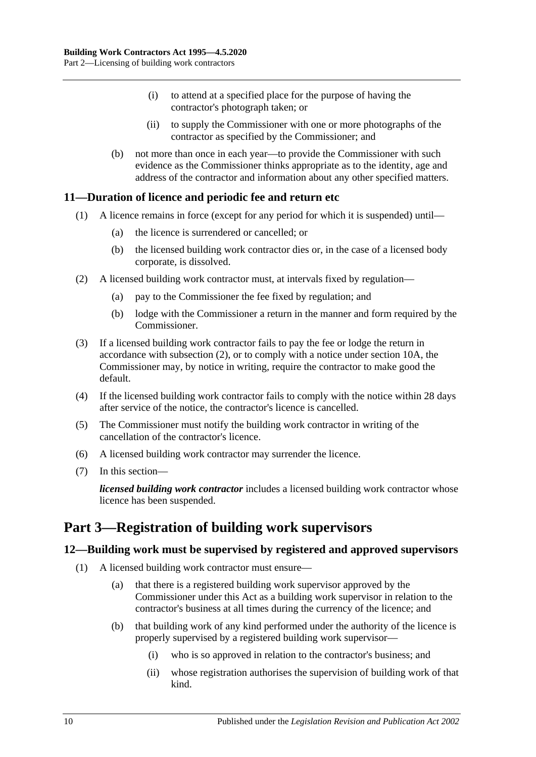(i) to attend at a specified place for the purpose of having the contractor's photograph taken; or

(ii) to supply the Commissioner with one or more photographs of the contractor as specified by the Commissioner; and

(b) not more than once in each year—to provide the Commissioner with such evidence as the Commissioner thinks appropriate as to the identity, age and address of the contractor and information about any other specified matters.

## 11—Duration of licence and periodic fee and return etc

(1) A licence remains in force (except for any period for which it is suspended) until—

(a) the licence is surrendered or cancelled; or

(b) the licensed building work contractor dies or, in the case of a licensed body corporate, is dissolved.

(2) A licensed building work contractor must, at intervals fixed by regulation—

(a) pay to the Commissioner the fee fixed by regulation; and

(b) lodge with the Commissioner a return in the manner and form required by the Commissioner.

(3) If a licensed building work contractor fails to pay the fee or lodge the return in accordance with subsection (2), or to comply with a notice under section 10A, the Commissioner may, by notice in writing, require the contractor to make good the default.

(4) If the licensed building work contractor fails to comply with the notice within 28 days after service of the notice, the contractor's licence is cancelled.

(5) The Commissioner must notify the building work contractor in writing of the cancellation of the contractor's licence.

(6) A licensed building work contractor may surrender the licence.

(7) In this section—

***licensed building work contractor*** includes a licensed building work contractor whose licence has been suspended.

# Part 3—Registration of building work supervisors

## 12—Building work must be supervised by registered and approved supervisors

(1) A licensed building work contractor must ensure—

(a) that there is a registered building work supervisor approved by the Commissioner under this Act as a building work supervisor in relation to the contractor's business at all times during the currency of the licence; and

(b) that building work of any kind performed under the authority of the licence is properly supervised by a registered building work supervisor—

(i) who is so approved in relation to the contractor's business; and

(ii) whose registration authorises the supervision of building work of that kind.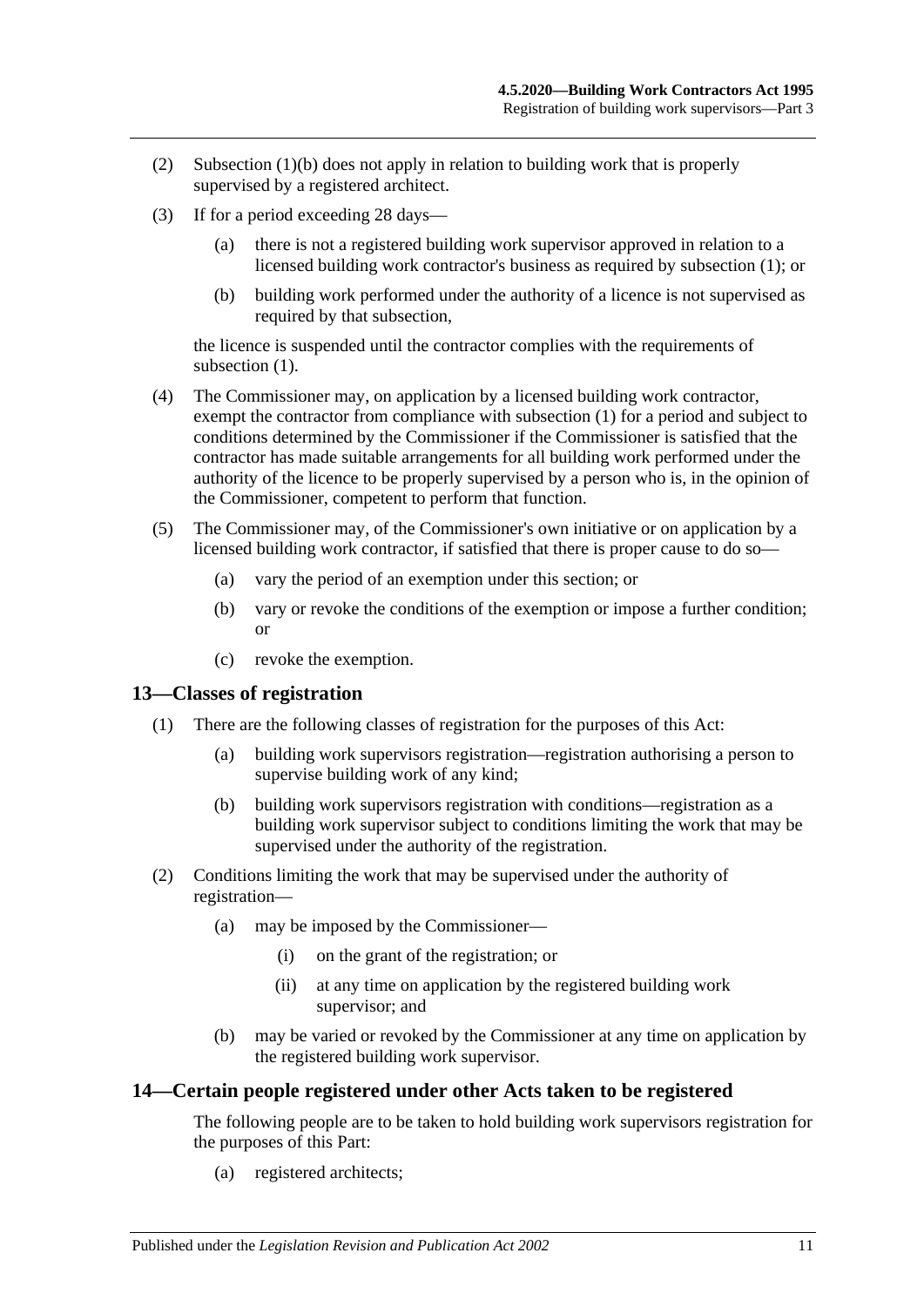(2) Subsection (1)(b) does not apply in relation to building work that is properly supervised by a registered architect.

(3) If for a period exceeding 28 days—

(a) there is not a registered building work supervisor approved in relation to a licensed building work contractor's business as required by subsection (1); or

(b) building work performed under the authority of a licence is not supervised as required by that subsection,

the licence is suspended until the contractor complies with the requirements of subsection (1).

(4) The Commissioner may, on application by a licensed building work contractor, exempt the contractor from compliance with subsection (1) for a period and subject to conditions determined by the Commissioner if the Commissioner is satisfied that the contractor has made suitable arrangements for all building work performed under the authority of the licence to be properly supervised by a person who is, in the opinion of the Commissioner, competent to perform that function.

(5) The Commissioner may, of the Commissioner's own initiative or on application by a licensed building work contractor, if satisfied that there is proper cause to do so—

(a) vary the period of an exemption under this section; or

(b) vary or revoke the conditions of the exemption or impose a further condition; or

(c) revoke the exemption.

## 13—Classes of registration

(1) There are the following classes of registration for the purposes of this Act:

(a) building work supervisors registration—registration authorising a person to supervise building work of any kind;

(b) building work supervisors registration with conditions—registration as a building work supervisor subject to conditions limiting the work that may be supervised under the authority of the registration.

(2) Conditions limiting the work that may be supervised under the authority of registration—

(a) may be imposed by the Commissioner—

(i) on the grant of the registration; or

(ii) at any time on application by the registered building work supervisor; and

(b) may be varied or revoked by the Commissioner at any time on application by the registered building work supervisor.

## 14—Certain people registered under other Acts taken to be registered

The following people are to be taken to hold building work supervisors registration for the purposes of this Part:

(a) registered architects;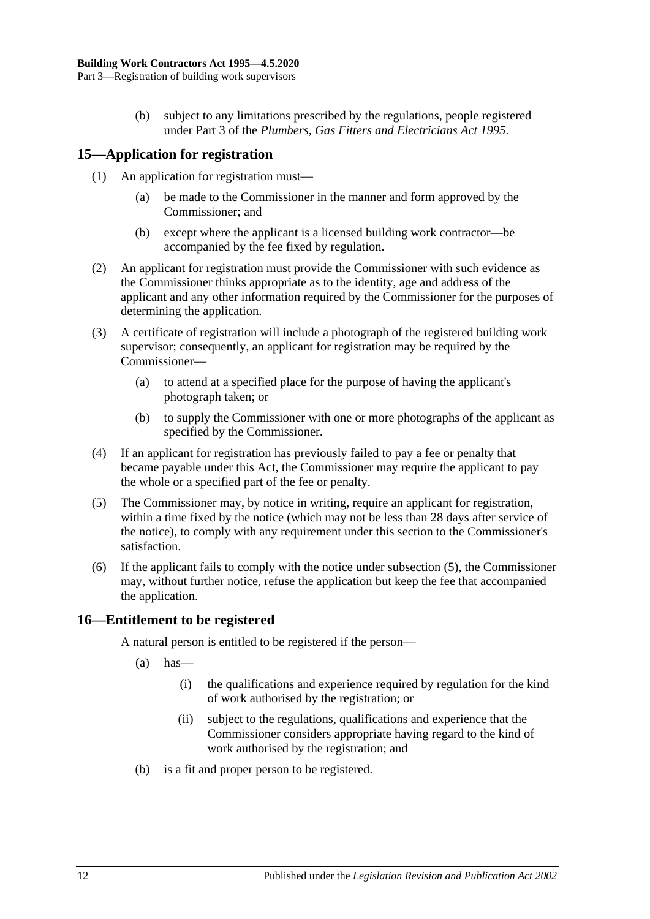(b) subject to any limitations prescribed by the regulations, people registered under Part 3 of the *Plumbers, Gas Fitters and Electricians Act 1995*.

## 15—Application for registration

(1) An application for registration must—

(a) be made to the Commissioner in the manner and form approved by the Commissioner; and

(b) except where the applicant is a licensed building work contractor—be accompanied by the fee fixed by regulation.

(2) An applicant for registration must provide the Commissioner with such evidence as the Commissioner thinks appropriate as to the identity, age and address of the applicant and any other information required by the Commissioner for the purposes of determining the application.

(3) A certificate of registration will include a photograph of the registered building work supervisor; consequently, an applicant for registration may be required by the Commissioner—

(a) to attend at a specified place for the purpose of having the applicant's photograph taken; or

(b) to supply the Commissioner with one or more photographs of the applicant as specified by the Commissioner.

(4) If an applicant for registration has previously failed to pay a fee or penalty that became payable under this Act, the Commissioner may require the applicant to pay the whole or a specified part of the fee or penalty.

(5) The Commissioner may, by notice in writing, require an applicant for registration, within a time fixed by the notice (which may not be less than 28 days after service of the notice), to comply with any requirement under this section to the Commissioner's satisfaction.

(6) If the applicant fails to comply with the notice under subsection (5), the Commissioner may, without further notice, refuse the application but keep the fee that accompanied the application.

## 16—Entitlement to be registered

A natural person is entitled to be registered if the person—

(a) has—

(i) the qualifications and experience required by regulation for the kind of work authorised by the registration; or

(ii) subject to the regulations, qualifications and experience that the Commissioner considers appropriate having regard to the kind of work authorised by the registration; and

(b) is a fit and proper person to be registered.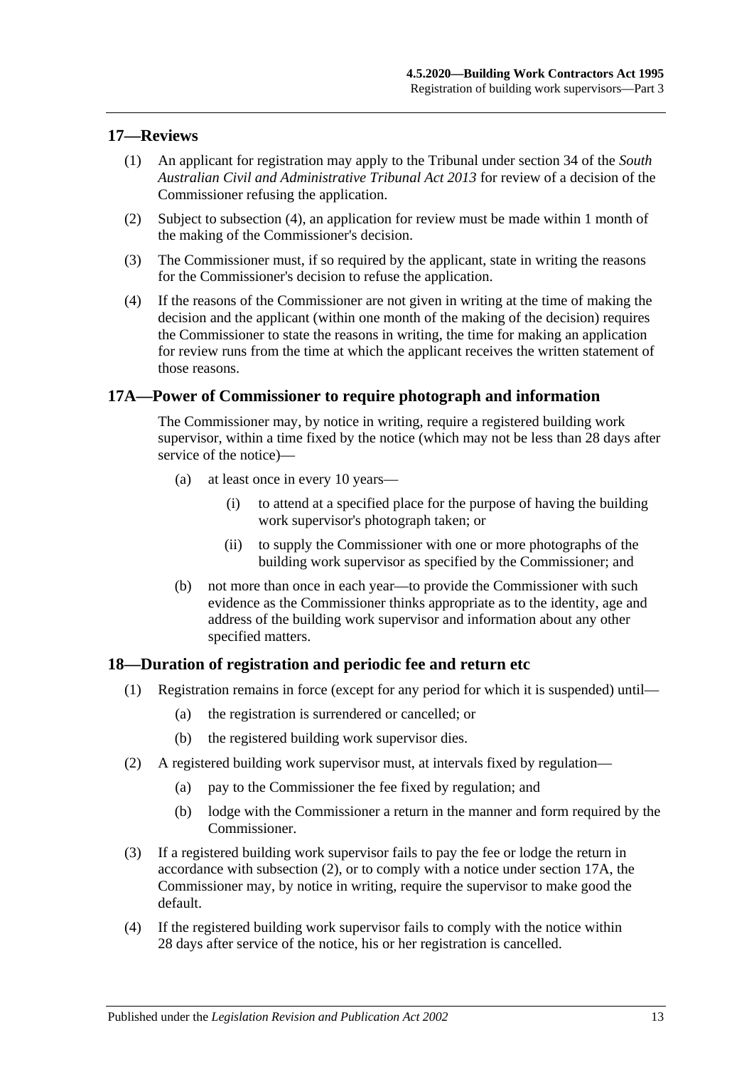## 17—Reviews

(1) An applicant for registration may apply to the Tribunal under section 34 of the *South Australian Civil and Administrative Tribunal Act 2013* for review of a decision of the Commissioner refusing the application.

(2) Subject to subsection (4), an application for review must be made within 1 month of the making of the Commissioner's decision.

(3) The Commissioner must, if so required by the applicant, state in writing the reasons for the Commissioner's decision to refuse the application.

(4) If the reasons of the Commissioner are not given in writing at the time of making the decision and the applicant (within one month of the making of the decision) requires the Commissioner to state the reasons in writing, the time for making an application for review runs from the time at which the applicant receives the written statement of those reasons.

## 17A—Power of Commissioner to require photograph and information

The Commissioner may, by notice in writing, require a registered building work supervisor, within a time fixed by the notice (which may not be less than 28 days after service of the notice)—

- (a) at least once in every 10 years—
  - (i) to attend at a specified place for the purpose of having the building work supervisor's photograph taken; or
  - (ii) to supply the Commissioner with one or more photographs of the building work supervisor as specified by the Commissioner; and
- (b) not more than once in each year—to provide the Commissioner with such evidence as the Commissioner thinks appropriate as to the identity, age and address of the building work supervisor and information about any other specified matters.

## 18—Duration of registration and periodic fee and return etc

(1) Registration remains in force (except for any period for which it is suspended) until—

- (a) the registration is surrendered or cancelled; or
- (b) the registered building work supervisor dies.

(2) A registered building work supervisor must, at intervals fixed by regulation—

- (a) pay to the Commissioner the fee fixed by regulation; and
- (b) lodge with the Commissioner a return in the manner and form required by the Commissioner.

(3) If a registered building work supervisor fails to pay the fee or lodge the return in accordance with subsection (2), or to comply with a notice under section 17A, the Commissioner may, by notice in writing, require the supervisor to make good the default.

(4) If the registered building work supervisor fails to comply with the notice within 28 days after service of the notice, his or her registration is cancelled.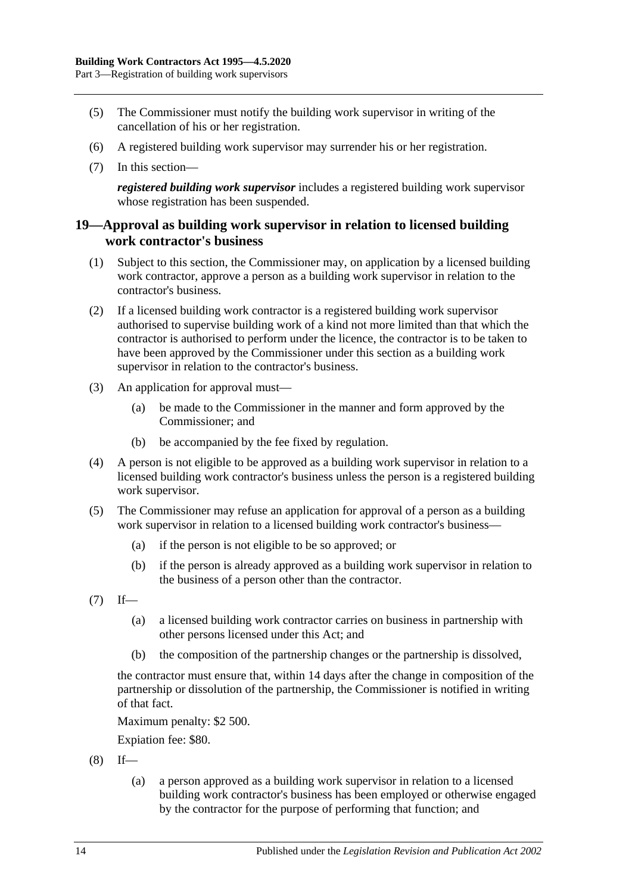(5) The Commissioner must notify the building work supervisor in writing of the cancellation of his or her registration.

(6) A registered building work supervisor may surrender his or her registration.

(7) In this section—

***registered building work supervisor*** includes a registered building work supervisor whose registration has been suspended.

## 19—Approval as building work supervisor in relation to licensed building work contractor's business

(1) Subject to this section, the Commissioner may, on application by a licensed building work contractor, approve a person as a building work supervisor in relation to the contractor's business.

(2) If a licensed building work contractor is a registered building work supervisor authorised to supervise building work of a kind not more limited than that which the contractor is authorised to perform under the licence, the contractor is to be taken to have been approved by the Commissioner under this section as a building work supervisor in relation to the contractor's business.

(3) An application for approval must—

  (a) be made to the Commissioner in the manner and form approved by the Commissioner; and

  (b) be accompanied by the fee fixed by regulation.

(4) A person is not eligible to be approved as a building work supervisor in relation to a licensed building work contractor's business unless the person is a registered building work supervisor.

(5) The Commissioner may refuse an application for approval of a person as a building work supervisor in relation to a licensed building work contractor's business—

  (a) if the person is not eligible to be so approved; or

  (b) if the person is already approved as a building work supervisor in relation to the business of a person other than the contractor.

(7) If—

  (a) a licensed building work contractor carries on business in partnership with other persons licensed under this Act; and

  (b) the composition of the partnership changes or the partnership is dissolved,

the contractor must ensure that, within 14 days after the change in composition of the partnership or dissolution of the partnership, the Commissioner is notified in writing of that fact.

Maximum penalty: $2 500.

Expiation fee: $80.

(8) If—

  (a) a person approved as a building work supervisor in relation to a licensed building work contractor's business has been employed or otherwise engaged by the contractor for the purpose of performing that function; and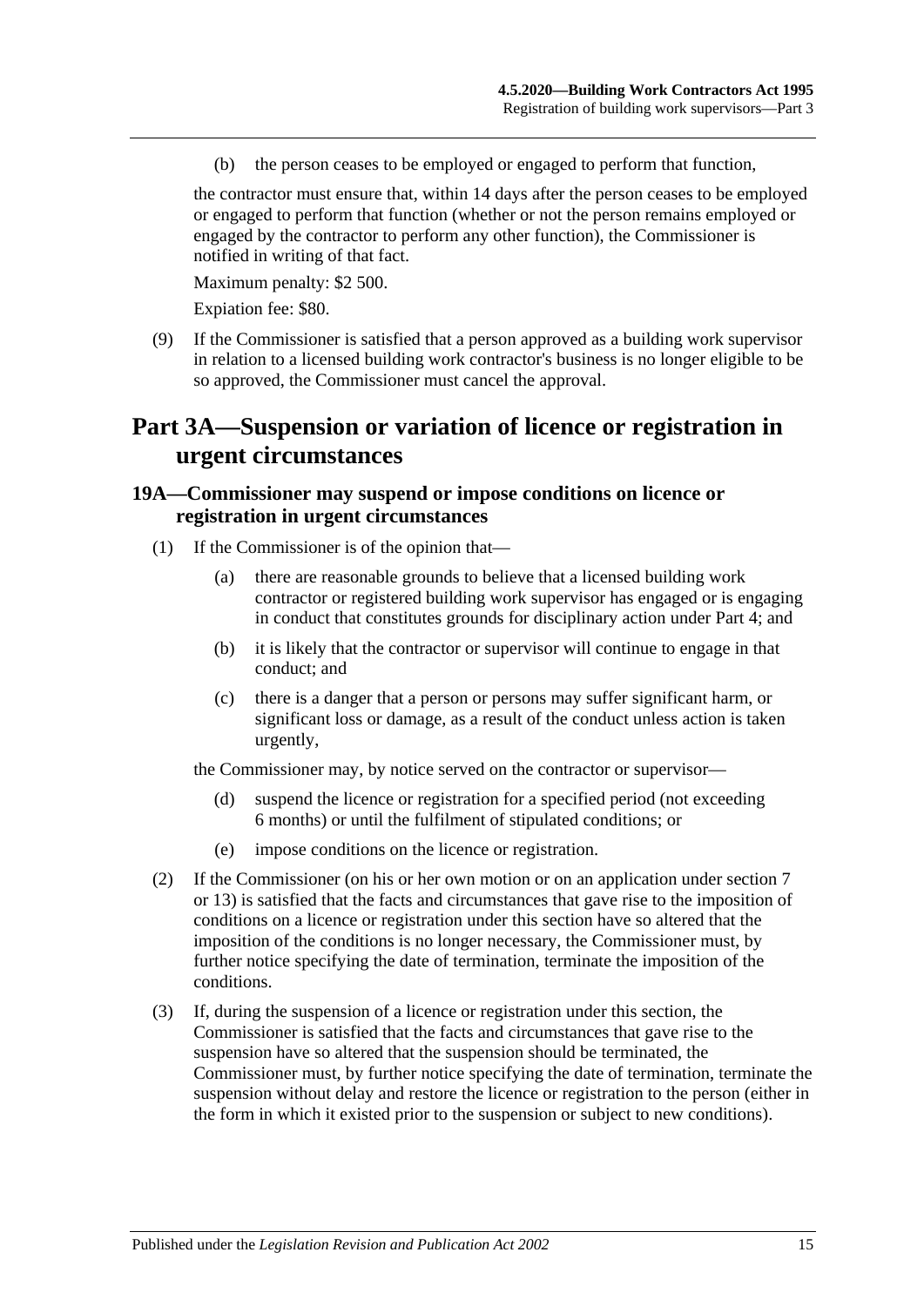(b) the person ceases to be employed or engaged to perform that function,

the contractor must ensure that, within 14 days after the person ceases to be employed or engaged to perform that function (whether or not the person remains employed or engaged by the contractor to perform any other function), the Commissioner is notified in writing of that fact.

Maximum penalty: $2 500.

Expiation fee: $80.

(9) If the Commissioner is satisfied that a person approved as a building work supervisor in relation to a licensed building work contractor's business is no longer eligible to be so approved, the Commissioner must cancel the approval.

# Part 3A—Suspension or variation of licence or registration in urgent circumstances

## 19A—Commissioner may suspend or impose conditions on licence or registration in urgent circumstances

(1) If the Commissioner is of the opinion that—

(a) there are reasonable grounds to believe that a licensed building work contractor or registered building work supervisor has engaged or is engaging in conduct that constitutes grounds for disciplinary action under Part 4; and

(b) it is likely that the contractor or supervisor will continue to engage in that conduct; and

(c) there is a danger that a person or persons may suffer significant harm, or significant loss or damage, as a result of the conduct unless action is taken urgently,

the Commissioner may, by notice served on the contractor or supervisor—

(d) suspend the licence or registration for a specified period (not exceeding 6 months) or until the fulfilment of stipulated conditions; or

(e) impose conditions on the licence or registration.

(2) If the Commissioner (on his or her own motion or on an application under section 7 or 13) is satisfied that the facts and circumstances that gave rise to the imposition of conditions on a licence or registration under this section have so altered that the imposition of the conditions is no longer necessary, the Commissioner must, by further notice specifying the date of termination, terminate the imposition of the conditions.

(3) If, during the suspension of a licence or registration under this section, the Commissioner is satisfied that the facts and circumstances that gave rise to the suspension have so altered that the suspension should be terminated, the Commissioner must, by further notice specifying the date of termination, terminate the suspension without delay and restore the licence or registration to the person (either in the form in which it existed prior to the suspension or subject to new conditions).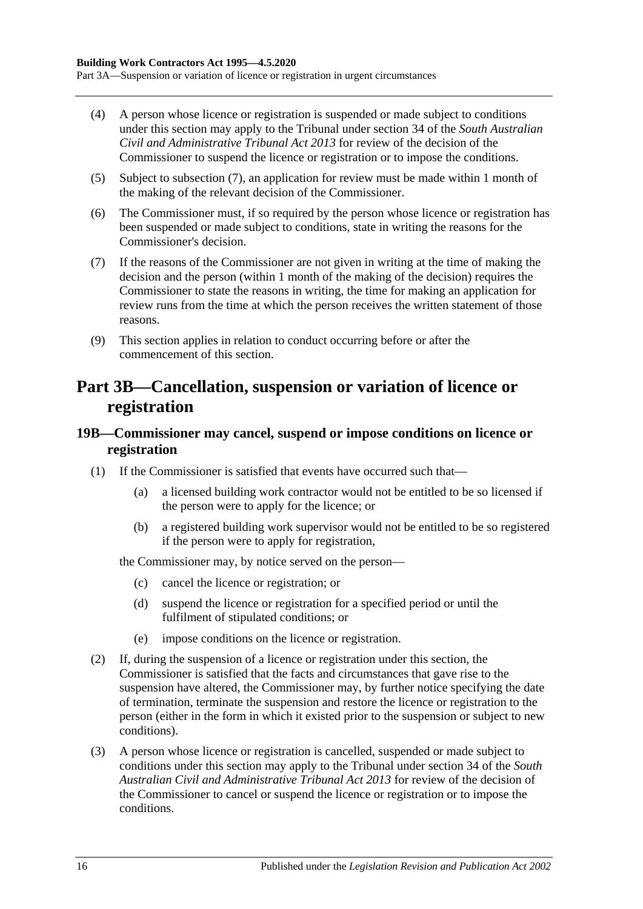(4) A person whose licence or registration is suspended or made subject to conditions under this section may apply to the Tribunal under section 34 of the *South Australian Civil and Administrative Tribunal Act 2013* for review of the decision of the Commissioner to suspend the licence or registration or to impose the conditions.

(5) Subject to subsection (7), an application for review must be made within 1 month of the making of the relevant decision of the Commissioner.

(6) The Commissioner must, if so required by the person whose licence or registration has been suspended or made subject to conditions, state in writing the reasons for the Commissioner's decision.

(7) If the reasons of the Commissioner are not given in writing at the time of making the decision and the person (within 1 month of the making of the decision) requires the Commissioner to state the reasons in writing, the time for making an application for review runs from the time at which the person receives the written statement of those reasons.

(9) This section applies in relation to conduct occurring before or after the commencement of this section.

# Part 3B—Cancellation, suspension or variation of licence or registration

## 19B—Commissioner may cancel, suspend or impose conditions on licence or registration

(1) If the Commissioner is satisfied that events have occurred such that—

(a) a licensed building work contractor would not be entitled to be so licensed if the person were to apply for the licence; or

(b) a registered building work supervisor would not be entitled to be so registered if the person were to apply for registration,

the Commissioner may, by notice served on the person—

(c) cancel the licence or registration; or

(d) suspend the licence or registration for a specified period or until the fulfilment of stipulated conditions; or

(e) impose conditions on the licence or registration.

(2) If, during the suspension of a licence or registration under this section, the Commissioner is satisfied that the facts and circumstances that gave rise to the suspension have altered, the Commissioner may, by further notice specifying the date of termination, terminate the suspension and restore the licence or registration to the person (either in the form in which it existed prior to the suspension or subject to new conditions).

(3) A person whose licence or registration is cancelled, suspended or made subject to conditions under this section may apply to the Tribunal under section 34 of the *South Australian Civil and Administrative Tribunal Act 2013* for review of the decision of the Commissioner to cancel or suspend the licence or registration or to impose the conditions.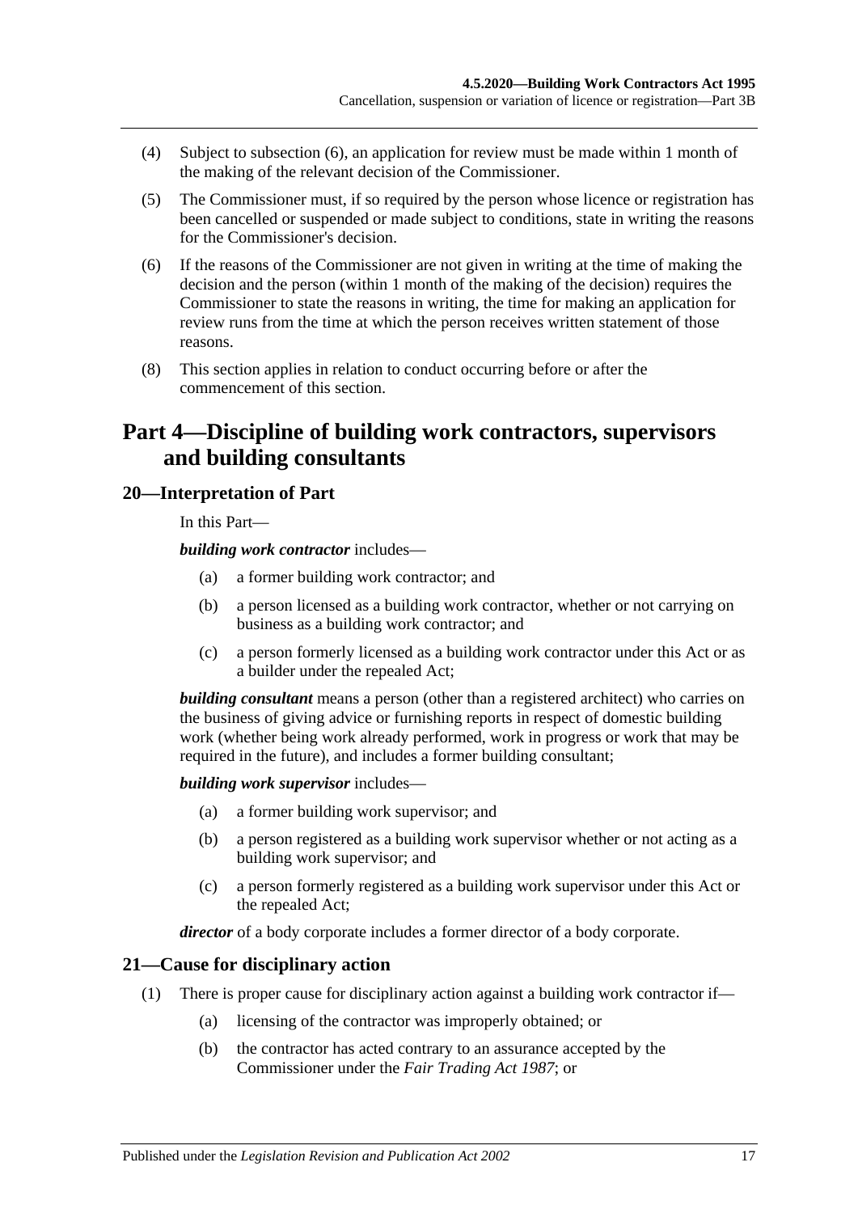(4) Subject to subsection (6), an application for review must be made within 1 month of the making of the relevant decision of the Commissioner.

(5) The Commissioner must, if so required by the person whose licence or registration has been cancelled or suspended or made subject to conditions, state in writing the reasons for the Commissioner's decision.

(6) If the reasons of the Commissioner are not given in writing at the time of making the decision and the person (within 1 month of the making of the decision) requires the Commissioner to state the reasons in writing, the time for making an application for review runs from the time at which the person receives written statement of those reasons.

(8) This section applies in relation to conduct occurring before or after the commencement of this section.

# Part 4—Discipline of building work contractors, supervisors and building consultants

## 20—Interpretation of Part

In this Part—

***building work contractor*** includes—

(a) a former building work contractor; and

(b) a person licensed as a building work contractor, whether or not carrying on business as a building work contractor; and

(c) a person formerly licensed as a building work contractor under this Act or as a builder under the repealed Act;

***building consultant*** means a person (other than a registered architect) who carries on the business of giving advice or furnishing reports in respect of domestic building work (whether being work already performed, work in progress or work that may be required in the future), and includes a former building consultant;

***building work supervisor*** includes—

(a) a former building work supervisor; and

(b) a person registered as a building work supervisor whether or not acting as a building work supervisor; and

(c) a person formerly registered as a building work supervisor under this Act or the repealed Act;

***director*** of a body corporate includes a former director of a body corporate.

## 21—Cause for disciplinary action

(1) There is proper cause for disciplinary action against a building work contractor if—

(a) licensing of the contractor was improperly obtained; or

(b) the contractor has acted contrary to an assurance accepted by the Commissioner under the *Fair Trading Act 1987*; or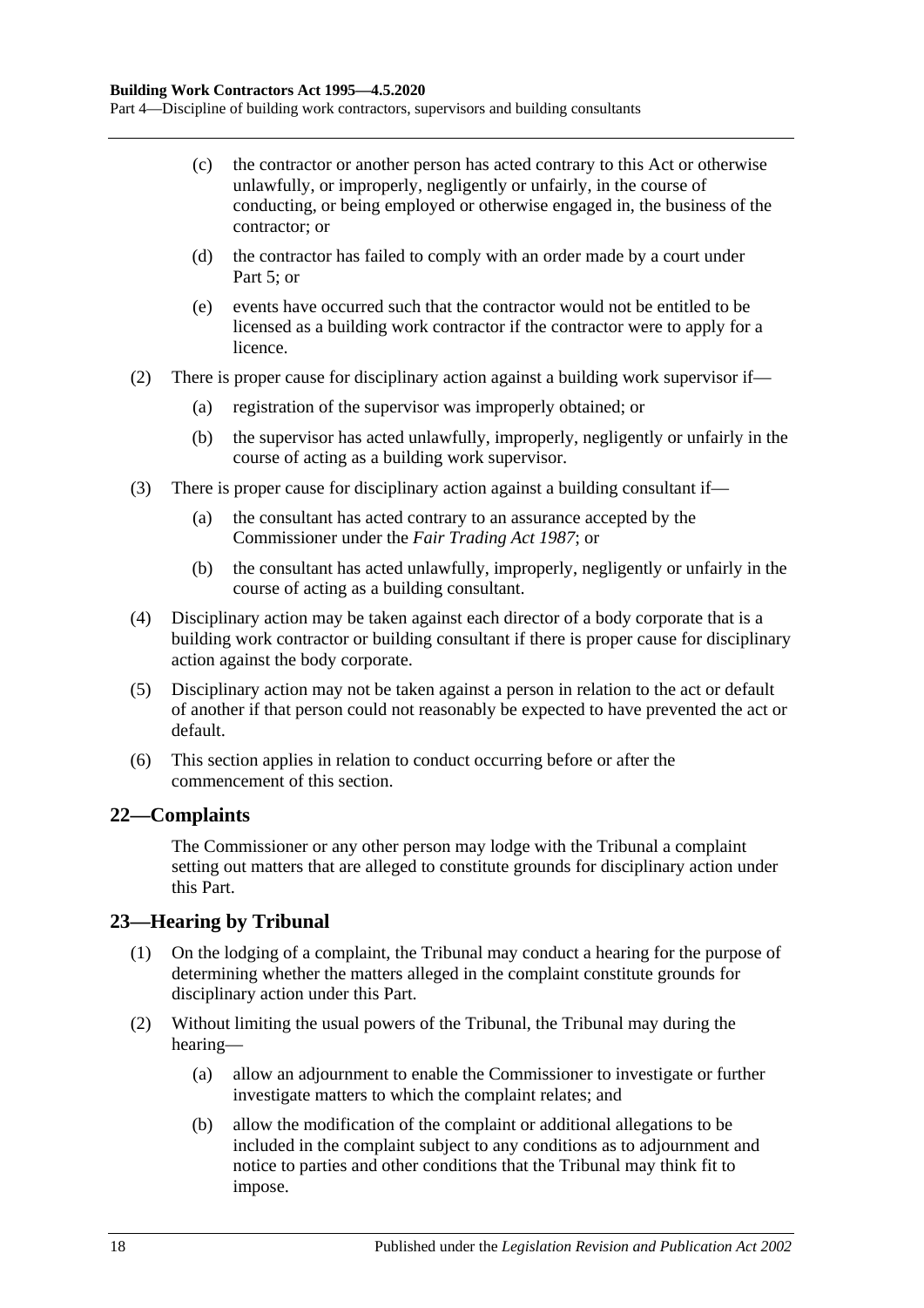(c) the contractor or another person has acted contrary to this Act or otherwise unlawfully, or improperly, negligently or unfairly, in the course of conducting, or being employed or otherwise engaged in, the business of the contractor; or

(d) the contractor has failed to comply with an order made by a court under Part 5; or

(e) events have occurred such that the contractor would not be entitled to be licensed as a building work contractor if the contractor were to apply for a licence.

(2) There is proper cause for disciplinary action against a building work supervisor if—

(a) registration of the supervisor was improperly obtained; or

(b) the supervisor has acted unlawfully, improperly, negligently or unfairly in the course of acting as a building work supervisor.

(3) There is proper cause for disciplinary action against a building consultant if—

(a) the consultant has acted contrary to an assurance accepted by the Commissioner under the *Fair Trading Act 1987*; or

(b) the consultant has acted unlawfully, improperly, negligently or unfairly in the course of acting as a building consultant.

(4) Disciplinary action may be taken against each director of a body corporate that is a building work contractor or building consultant if there is proper cause for disciplinary action against the body corporate.

(5) Disciplinary action may not be taken against a person in relation to the act or default of another if that person could not reasonably be expected to have prevented the act or default.

(6) This section applies in relation to conduct occurring before or after the commencement of this section.

## 22—Complaints

The Commissioner or any other person may lodge with the Tribunal a complaint setting out matters that are alleged to constitute grounds for disciplinary action under this Part.

## 23—Hearing by Tribunal

(1) On the lodging of a complaint, the Tribunal may conduct a hearing for the purpose of determining whether the matters alleged in the complaint constitute grounds for disciplinary action under this Part.

(2) Without limiting the usual powers of the Tribunal, the Tribunal may during the hearing—

(a) allow an adjournment to enable the Commissioner to investigate or further investigate matters to which the complaint relates; and

(b) allow the modification of the complaint or additional allegations to be included in the complaint subject to any conditions as to adjournment and notice to parties and other conditions that the Tribunal may think fit to impose.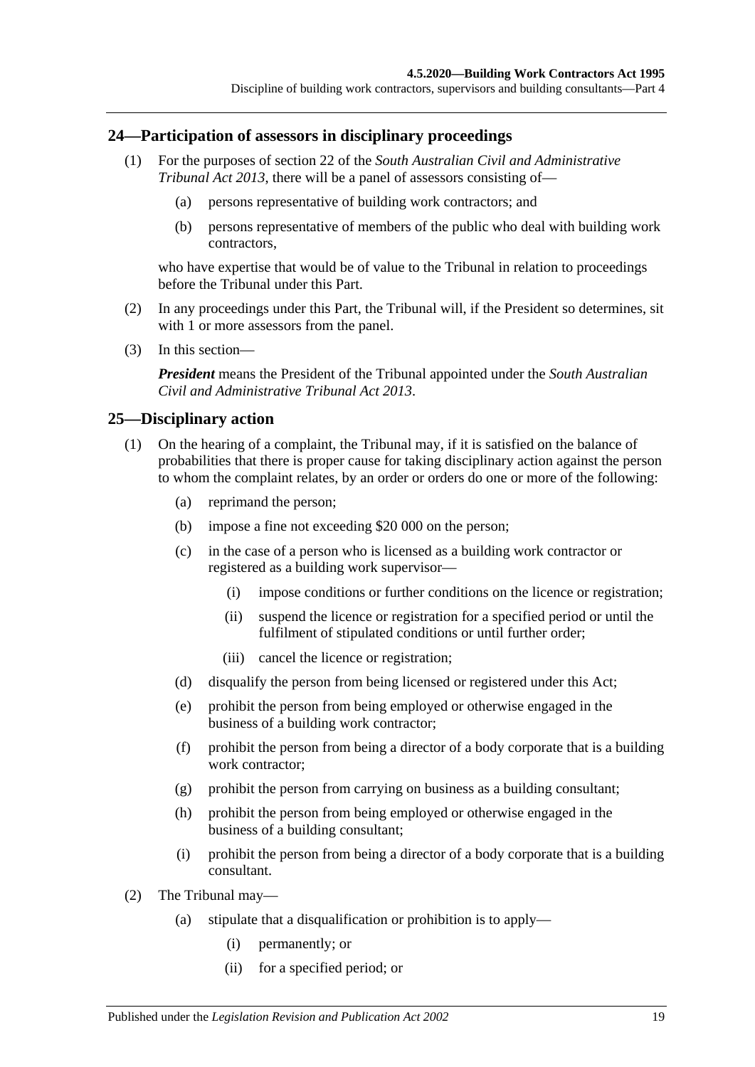## 24—Participation of assessors in disciplinary proceedings

(1) For the purposes of section 22 of the *South Australian Civil and Administrative Tribunal Act 2013*, there will be a panel of assessors consisting of—

(a) persons representative of building work contractors; and

(b) persons representative of members of the public who deal with building work contractors,

who have expertise that would be of value to the Tribunal in relation to proceedings before the Tribunal under this Part.

(2) In any proceedings under this Part, the Tribunal will, if the President so determines, sit with 1 or more assessors from the panel.

(3) In this section—

***President*** means the President of the Tribunal appointed under the *South Australian Civil and Administrative Tribunal Act 2013*.

## 25—Disciplinary action

(1) On the hearing of a complaint, the Tribunal may, if it is satisfied on the balance of probabilities that there is proper cause for taking disciplinary action against the person to whom the complaint relates, by an order or orders do one or more of the following:

(a) reprimand the person;

(b) impose a fine not exceeding $20 000 on the person;

(c) in the case of a person who is licensed as a building work contractor or registered as a building work supervisor—

(i) impose conditions or further conditions on the licence or registration;

(ii) suspend the licence or registration for a specified period or until the fulfilment of stipulated conditions or until further order;

(iii) cancel the licence or registration;

(d) disqualify the person from being licensed or registered under this Act;

(e) prohibit the person from being employed or otherwise engaged in the business of a building work contractor;

(f) prohibit the person from being a director of a body corporate that is a building work contractor;

(g) prohibit the person from carrying on business as a building consultant;

(h) prohibit the person from being employed or otherwise engaged in the business of a building consultant;

(i) prohibit the person from being a director of a body corporate that is a building consultant.

(2) The Tribunal may—

(a) stipulate that a disqualification or prohibition is to apply—

(i) permanently; or

(ii) for a specified period; or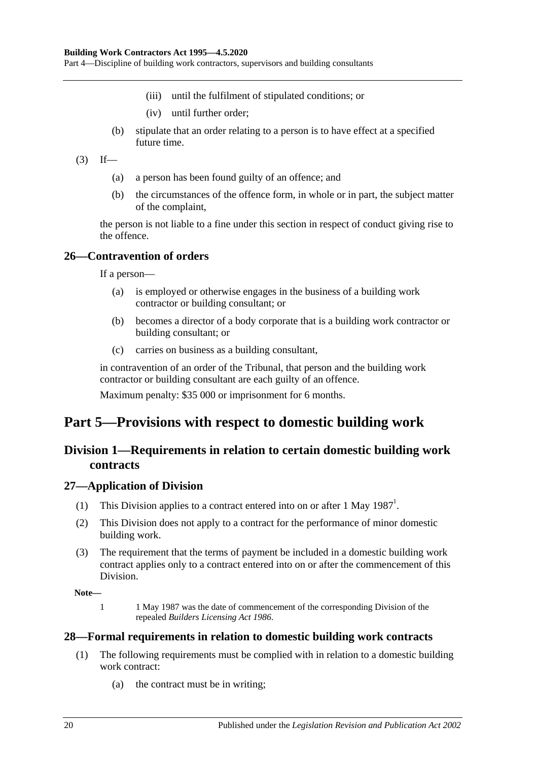(iii) until the fulfilment of stipulated conditions; or

(iv) until further order;

(b) stipulate that an order relating to a person is to have effect at a specified future time.

(3) If—

(a) a person has been found guilty of an offence; and

(b) the circumstances of the offence form, in whole or in part, the subject matter of the complaint,

the person is not liable to a fine under this section in respect of conduct giving rise to the offence.

### 26—Contravention of orders

If a person—

(a) is employed or otherwise engages in the business of a building work contractor or building consultant; or

(b) becomes a director of a body corporate that is a building work contractor or building consultant; or

(c) carries on business as a building consultant,

in contravention of an order of the Tribunal, that person and the building work contractor or building consultant are each guilty of an offence.

Maximum penalty: $35 000 or imprisonment for 6 months.

# Part 5—Provisions with respect to domestic building work

## Division 1—Requirements in relation to certain domestic building work contracts

### 27—Application of Division

(1) This Division applies to a contract entered into on or after 1 May 1987[1].

(2) This Division does not apply to a contract for the performance of minor domestic building work.

(3) The requirement that the terms of payment be included in a domestic building work contract applies only to a contract entered into on or after the commencement of this Division.

**Note—**

1 1 May 1987 was the date of commencement of the corresponding Division of the repealed *Builders Licensing Act 1986*.

### 28—Formal requirements in relation to domestic building work contracts

(1) The following requirements must be complied with in relation to a domestic building work contract:

(a) the contract must be in writing;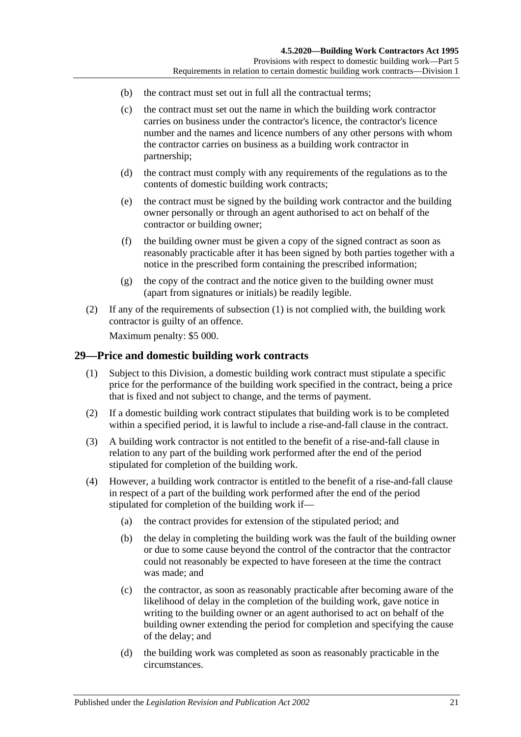(b) the contract must set out in full all the contractual terms;

(c) the contract must set out the name in which the building work contractor carries on business under the contractor's licence, the contractor's licence number and the names and licence numbers of any other persons with whom the contractor carries on business as a building work contractor in partnership;

(d) the contract must comply with any requirements of the regulations as to the contents of domestic building work contracts;

(e) the contract must be signed by the building work contractor and the building owner personally or through an agent authorised to act on behalf of the contractor or building owner;

(f) the building owner must be given a copy of the signed contract as soon as reasonably practicable after it has been signed by both parties together with a notice in the prescribed form containing the prescribed information;

(g) the copy of the contract and the notice given to the building owner must (apart from signatures or initials) be readily legible.

(2) If any of the requirements of subsection (1) is not complied with, the building work contractor is guilty of an offence.

Maximum penalty: $5 000.

## 29—Price and domestic building work contracts

(1) Subject to this Division, a domestic building work contract must stipulate a specific price for the performance of the building work specified in the contract, being a price that is fixed and not subject to change, and the terms of payment.

(2) If a domestic building work contract stipulates that building work is to be completed within a specified period, it is lawful to include a rise-and-fall clause in the contract.

(3) A building work contractor is not entitled to the benefit of a rise-and-fall clause in relation to any part of the building work performed after the end of the period stipulated for completion of the building work.

(4) However, a building work contractor is entitled to the benefit of a rise-and-fall clause in respect of a part of the building work performed after the end of the period stipulated for completion of the building work if—

(a) the contract provides for extension of the stipulated period; and

(b) the delay in completing the building work was the fault of the building owner or due to some cause beyond the control of the contractor that the contractor could not reasonably be expected to have foreseen at the time the contract was made; and

(c) the contractor, as soon as reasonably practicable after becoming aware of the likelihood of delay in the completion of the building work, gave notice in writing to the building owner or an agent authorised to act on behalf of the building owner extending the period for completion and specifying the cause of the delay; and

(d) the building work was completed as soon as reasonably practicable in the circumstances.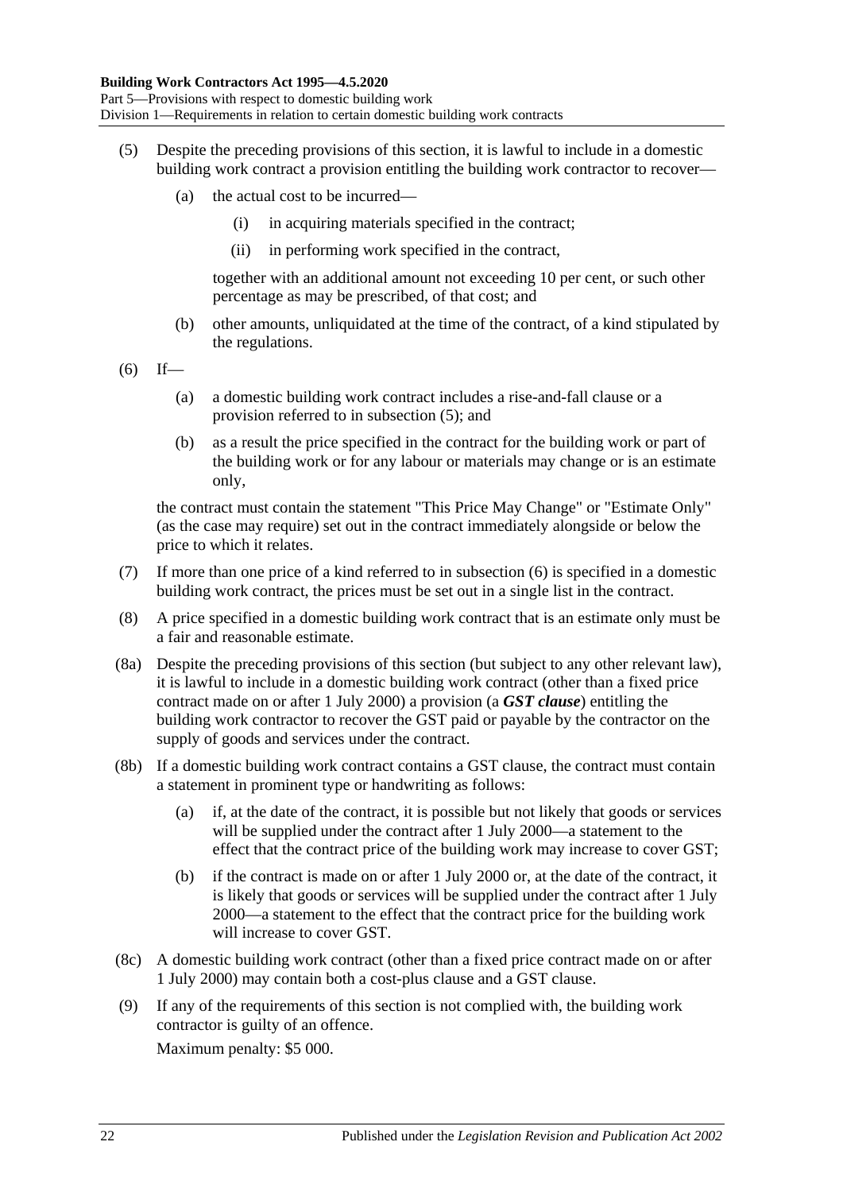(5) Despite the preceding provisions of this section, it is lawful to include in a domestic building work contract a provision entitling the building work contractor to recover—

(a) the actual cost to be incurred—

(i) in acquiring materials specified in the contract;

(ii) in performing work specified in the contract,

together with an additional amount not exceeding 10 per cent, or such other percentage as may be prescribed, of that cost; and

(b) other amounts, unliquidated at the time of the contract, of a kind stipulated by the regulations.

(6) If—

(a) a domestic building work contract includes a rise-and-fall clause or a provision referred to in subsection (5); and

(b) as a result the price specified in the contract for the building work or part of the building work or for any labour or materials may change or is an estimate only,

the contract must contain the statement "This Price May Change" or "Estimate Only" (as the case may require) set out in the contract immediately alongside or below the price to which it relates.

(7) If more than one price of a kind referred to in subsection (6) is specified in a domestic building work contract, the prices must be set out in a single list in the contract.

(8) A price specified in a domestic building work contract that is an estimate only must be a fair and reasonable estimate.

(8a) Despite the preceding provisions of this section (but subject to any other relevant law), it is lawful to include in a domestic building work contract (other than a fixed price contract made on or after 1 July 2000) a provision (a ***GST clause***) entitling the building work contractor to recover the GST paid or payable by the contractor on the supply of goods and services under the contract.

(8b) If a domestic building work contract contains a GST clause, the contract must contain a statement in prominent type or handwriting as follows:

(a) if, at the date of the contract, it is possible but not likely that goods or services will be supplied under the contract after 1 July 2000—a statement to the effect that the contract price of the building work may increase to cover GST;

(b) if the contract is made on or after 1 July 2000 or, at the date of the contract, it is likely that goods or services will be supplied under the contract after 1 July 2000—a statement to the effect that the contract price for the building work will increase to cover GST.

(8c) A domestic building work contract (other than a fixed price contract made on or after 1 July 2000) may contain both a cost-plus clause and a GST clause.

(9) If any of the requirements of this section is not complied with, the building work contractor is guilty of an offence.

Maximum penalty: $5 000.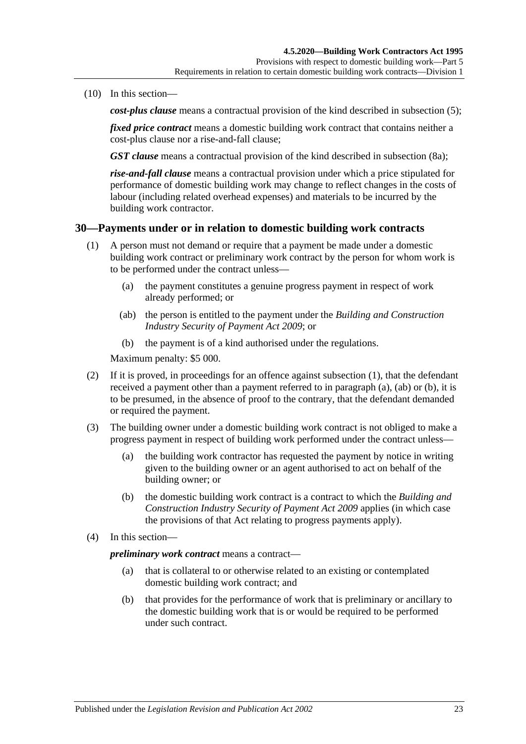(10) In this section—

***cost-plus clause*** means a contractual provision of the kind described in subsection (5);

***fixed price contract*** means a domestic building work contract that contains neither a cost-plus clause nor a rise-and-fall clause;

***GST clause*** means a contractual provision of the kind described in subsection (8a);

***rise-and-fall clause*** means a contractual provision under which a price stipulated for performance of domestic building work may change to reflect changes in the costs of labour (including related overhead expenses) and materials to be incurred by the building work contractor.

## 30—Payments under or in relation to domestic building work contracts

(1) A person must not demand or require that a payment be made under a domestic building work contract or preliminary work contract by the person for whom work is to be performed under the contract unless—

(a) the payment constitutes a genuine progress payment in respect of work already performed; or

(ab) the person is entitled to the payment under the *Building and Construction Industry Security of Payment Act 2009*; or

(b) the payment is of a kind authorised under the regulations.

Maximum penalty: $5 000.

(2) If it is proved, in proceedings for an offence against subsection (1), that the defendant received a payment other than a payment referred to in paragraph (a), (ab) or (b), it is to be presumed, in the absence of proof to the contrary, that the defendant demanded or required the payment.

(3) The building owner under a domestic building work contract is not obliged to make a progress payment in respect of building work performed under the contract unless—

(a) the building work contractor has requested the payment by notice in writing given to the building owner or an agent authorised to act on behalf of the building owner; or

(b) the domestic building work contract is a contract to which the *Building and Construction Industry Security of Payment Act 2009* applies (in which case the provisions of that Act relating to progress payments apply).

(4) In this section—

***preliminary work contract*** means a contract—

(a) that is collateral to or otherwise related to an existing or contemplated domestic building work contract; and

(b) that provides for the performance of work that is preliminary or ancillary to the domestic building work that is or would be required to be performed under such contract.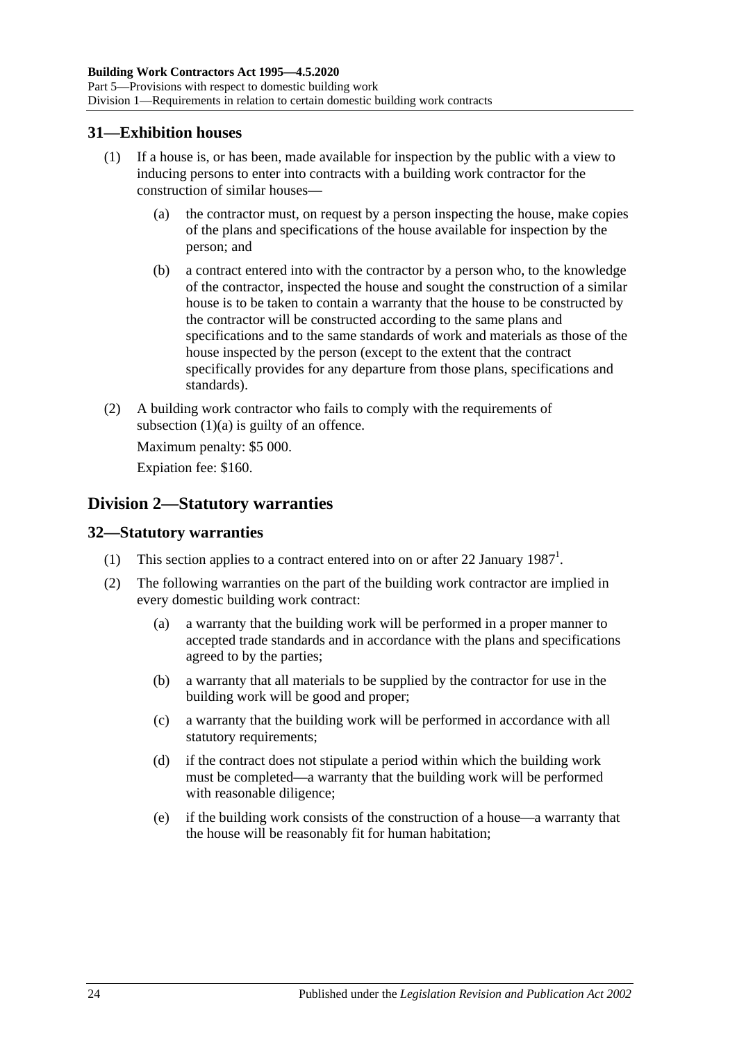## 31—Exhibition houses

(1) If a house is, or has been, made available for inspection by the public with a view to inducing persons to enter into contracts with a building work contractor for the construction of similar houses—

(a) the contractor must, on request by a person inspecting the house, make copies of the plans and specifications of the house available for inspection by the person; and

(b) a contract entered into with the contractor by a person who, to the knowledge of the contractor, inspected the house and sought the construction of a similar house is to be taken to contain a warranty that the house to be constructed by the contractor will be constructed according to the same plans and specifications and to the same standards of work and materials as those of the house inspected by the person (except to the extent that the contract specifically provides for any departure from those plans, specifications and standards).

(2) A building work contractor who fails to comply with the requirements of subsection (1)(a) is guilty of an offence.

Maximum penalty: $5 000.

Expiation fee: $160.

# Division 2—Statutory warranties

## 32—Statutory warranties

(1) This section applies to a contract entered into on or after 22 January 1987[1].

(2) The following warranties on the part of the building work contractor are implied in every domestic building work contract:

(a) a warranty that the building work will be performed in a proper manner to accepted trade standards and in accordance with the plans and specifications agreed to by the parties;

(b) a warranty that all materials to be supplied by the contractor for use in the building work will be good and proper;

(c) a warranty that the building work will be performed in accordance with all statutory requirements;

(d) if the contract does not stipulate a period within which the building work must be completed—a warranty that the building work will be performed with reasonable diligence;

(e) if the building work consists of the construction of a house—a warranty that the house will be reasonably fit for human habitation;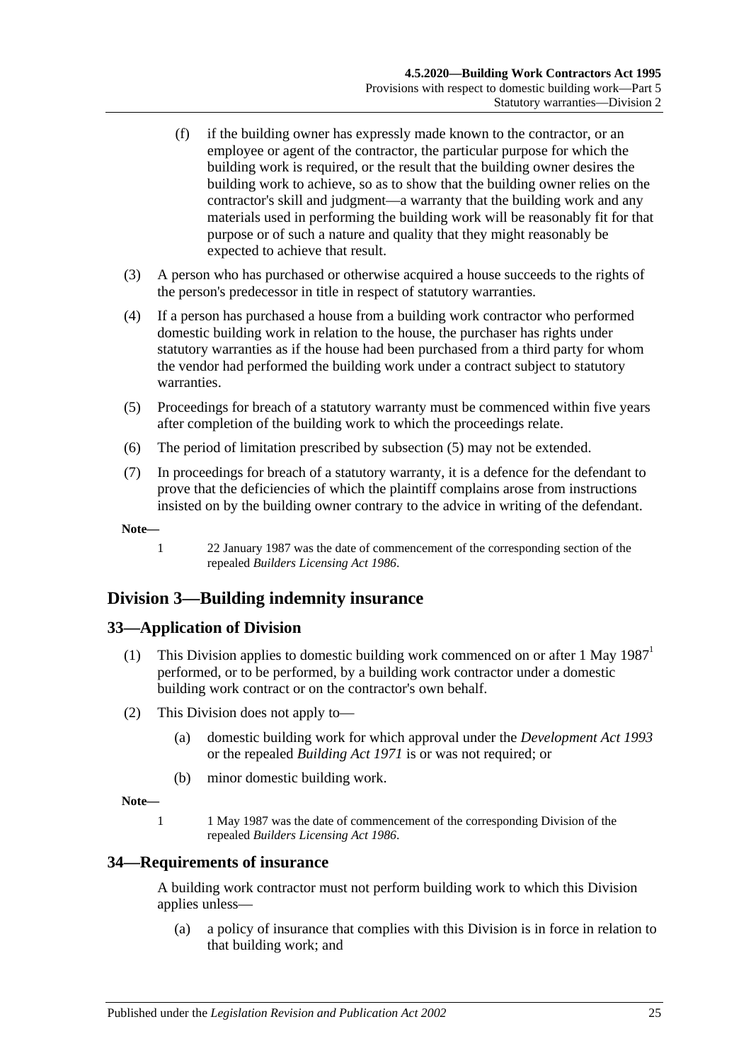(f) if the building owner has expressly made known to the contractor, or an employee or agent of the contractor, the particular purpose for which the building work is required, or the result that the building owner desires the building work to achieve, so as to show that the building owner relies on the contractor's skill and judgment—a warranty that the building work and any materials used in performing the building work will be reasonably fit for that purpose or of such a nature and quality that they might reasonably be expected to achieve that result.

(3) A person who has purchased or otherwise acquired a house succeeds to the rights of the person's predecessor in title in respect of statutory warranties.

(4) If a person has purchased a house from a building work contractor who performed domestic building work in relation to the house, the purchaser has rights under statutory warranties as if the house had been purchased from a third party for whom the vendor had performed the building work under a contract subject to statutory warranties.

(5) Proceedings for breach of a statutory warranty must be commenced within five years after completion of the building work to which the proceedings relate.

(6) The period of limitation prescribed by subsection (5) may not be extended.

(7) In proceedings for breach of a statutory warranty, it is a defence for the defendant to prove that the deficiencies of which the plaintiff complains arose from instructions insisted on by the building owner contrary to the advice in writing of the defendant.

**Note—**

1 22 January 1987 was the date of commencement of the corresponding section of the repealed *Builders Licensing Act 1986*.

## Division 3—Building indemnity insurance

### 33—Application of Division

(1) This Division applies to domestic building work commenced on or after 1 May 1987[1] performed, or to be performed, by a building work contractor under a domestic building work contract or on the contractor's own behalf.

(2) This Division does not apply to—

(a) domestic building work for which approval under the *Development Act 1993* or the repealed *Building Act 1971* is or was not required; or

(b) minor domestic building work.

**Note—**

1 1 May 1987 was the date of commencement of the corresponding Division of the repealed *Builders Licensing Act 1986*.

### 34—Requirements of insurance

A building work contractor must not perform building work to which this Division applies unless—

(a) a policy of insurance that complies with this Division is in force in relation to that building work; and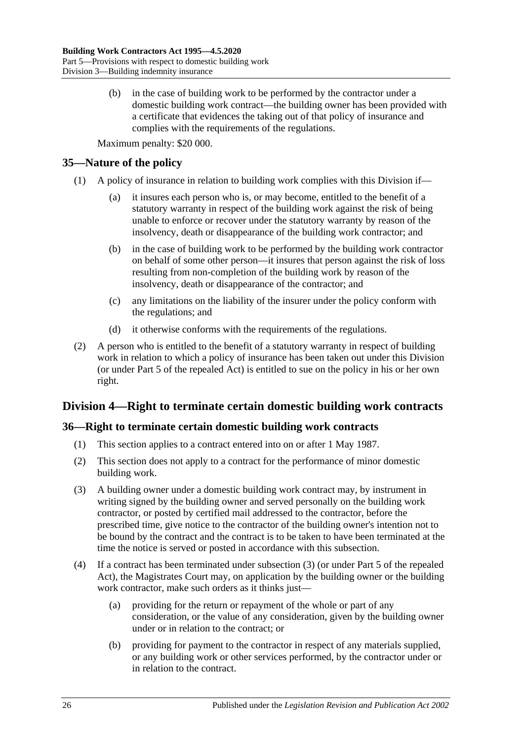(b) in the case of building work to be performed by the contractor under a domestic building work contract—the building owner has been provided with a certificate that evidences the taking out of that policy of insurance and complies with the requirements of the regulations.

Maximum penalty: $20 000.

## 35—Nature of the policy

(1) A policy of insurance in relation to building work complies with this Division if—

(a) it insures each person who is, or may become, entitled to the benefit of a statutory warranty in respect of the building work against the risk of being unable to enforce or recover under the statutory warranty by reason of the insolvency, death or disappearance of the building work contractor; and

(b) in the case of building work to be performed by the building work contractor on behalf of some other person—it insures that person against the risk of loss resulting from non-completion of the building work by reason of the insolvency, death or disappearance of the contractor; and

(c) any limitations on the liability of the insurer under the policy conform with the regulations; and

(d) it otherwise conforms with the requirements of the regulations.

(2) A person who is entitled to the benefit of a statutory warranty in respect of building work in relation to which a policy of insurance has been taken out under this Division (or under Part 5 of the repealed Act) is entitled to sue on the policy in his or her own right.

# Division 4—Right to terminate certain domestic building work contracts

## 36—Right to terminate certain domestic building work contracts

(1) This section applies to a contract entered into on or after 1 May 1987.

(2) This section does not apply to a contract for the performance of minor domestic building work.

(3) A building owner under a domestic building work contract may, by instrument in writing signed by the building owner and served personally on the building work contractor, or posted by certified mail addressed to the contractor, before the prescribed time, give notice to the contractor of the building owner's intention not to be bound by the contract and the contract is to be taken to have been terminated at the time the notice is served or posted in accordance with this subsection.

(4) If a contract has been terminated under subsection (3) (or under Part 5 of the repealed Act), the Magistrates Court may, on application by the building owner or the building work contractor, make such orders as it thinks just—

(a) providing for the return or repayment of the whole or part of any consideration, or the value of any consideration, given by the building owner under or in relation to the contract; or

(b) providing for payment to the contractor in respect of any materials supplied, or any building work or other services performed, by the contractor under or in relation to the contract.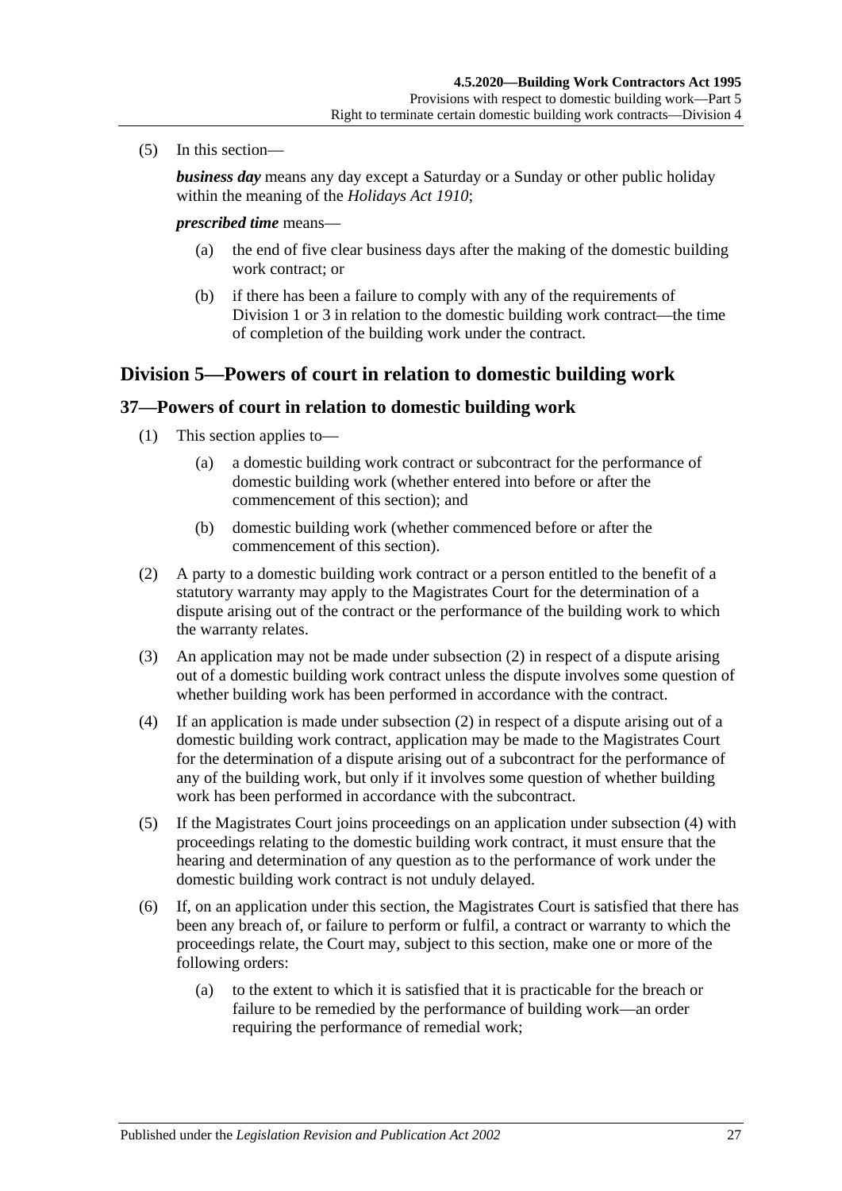(5) In this section—

***business day*** means any day except a Saturday or a Sunday or other public holiday within the meaning of the *Holidays Act 1910*;

***prescribed time*** means—

(a) the end of five clear business days after the making of the domestic building work contract; or

(b) if there has been a failure to comply with any of the requirements of Division 1 or 3 in relation to the domestic building work contract—the time of completion of the building work under the contract.

## Division 5—Powers of court in relation to domestic building work

### 37—Powers of court in relation to domestic building work

(1) This section applies to—

(a) a domestic building work contract or subcontract for the performance of domestic building work (whether entered into before or after the commencement of this section); and

(b) domestic building work (whether commenced before or after the commencement of this section).

(2) A party to a domestic building work contract or a person entitled to the benefit of a statutory warranty may apply to the Magistrates Court for the determination of a dispute arising out of the contract or the performance of the building work to which the warranty relates.

(3) An application may not be made under subsection (2) in respect of a dispute arising out of a domestic building work contract unless the dispute involves some question of whether building work has been performed in accordance with the contract.

(4) If an application is made under subsection (2) in respect of a dispute arising out of a domestic building work contract, application may be made to the Magistrates Court for the determination of a dispute arising out of a subcontract for the performance of any of the building work, but only if it involves some question of whether building work has been performed in accordance with the subcontract.

(5) If the Magistrates Court joins proceedings on an application under subsection (4) with proceedings relating to the domestic building work contract, it must ensure that the hearing and determination of any question as to the performance of work under the domestic building work contract is not unduly delayed.

(6) If, on an application under this section, the Magistrates Court is satisfied that there has been any breach of, or failure to perform or fulfil, a contract or warranty to which the proceedings relate, the Court may, subject to this section, make one or more of the following orders:

(a) to the extent to which it is satisfied that it is practicable for the breach or failure to be remedied by the performance of building work—an order requiring the performance of remedial work;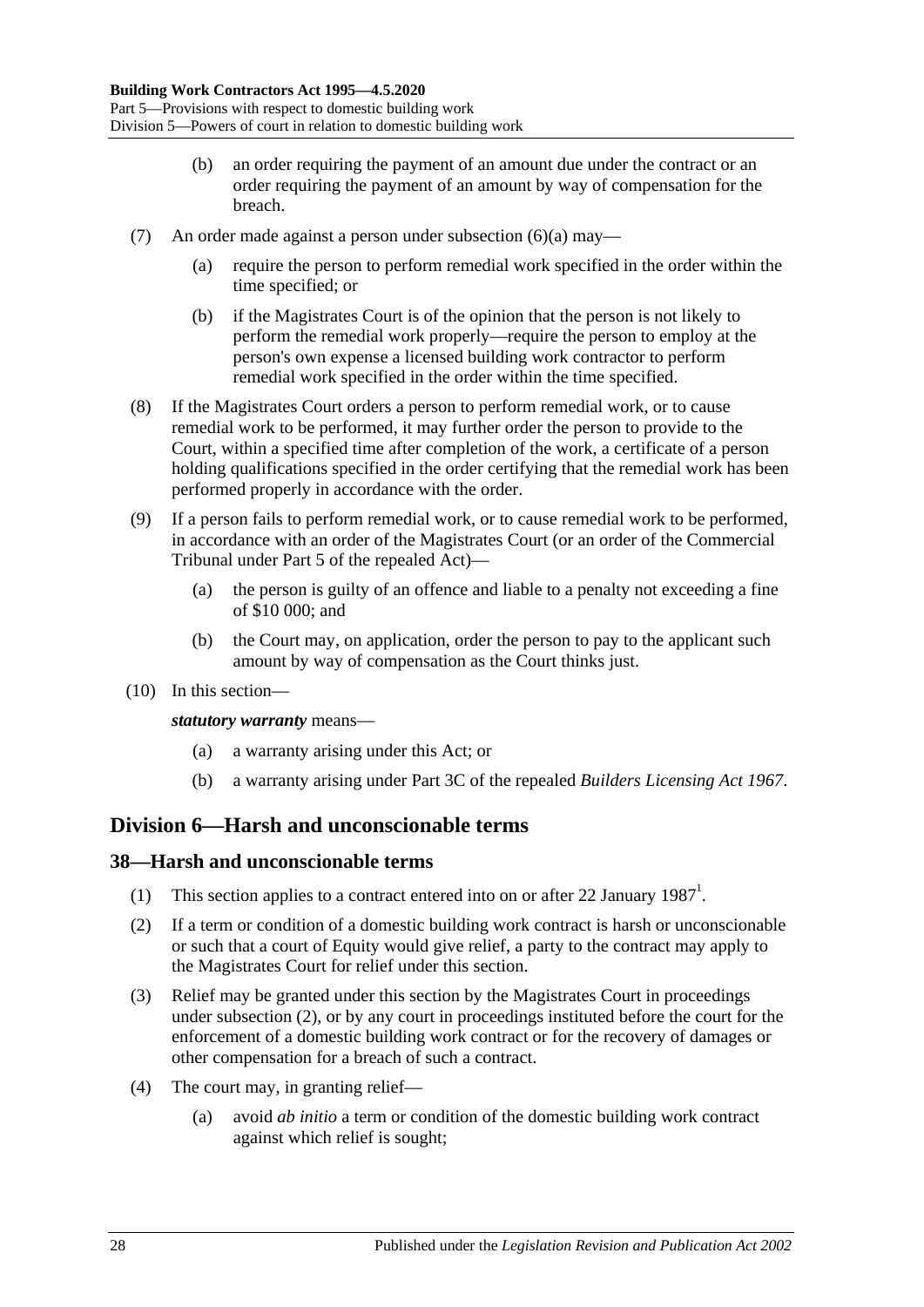(b) an order requiring the payment of an amount due under the contract or an order requiring the payment of an amount by way of compensation for the breach.

(7) An order made against a person under subsection (6)(a) may—

(a) require the person to perform remedial work specified in the order within the time specified; or

(b) if the Magistrates Court is of the opinion that the person is not likely to perform the remedial work properly—require the person to employ at the person's own expense a licensed building work contractor to perform remedial work specified in the order within the time specified.

(8) If the Magistrates Court orders a person to perform remedial work, or to cause remedial work to be performed, it may further order the person to provide to the Court, within a specified time after completion of the work, a certificate of a person holding qualifications specified in the order certifying that the remedial work has been performed properly in accordance with the order.

(9) If a person fails to perform remedial work, or to cause remedial work to be performed, in accordance with an order of the Magistrates Court (or an order of the Commercial Tribunal under Part 5 of the repealed Act)—

(a) the person is guilty of an offence and liable to a penalty not exceeding a fine of $10 000; and

(b) the Court may, on application, order the person to pay to the applicant such amount by way of compensation as the Court thinks just.

(10) In this section—

***statutory warranty*** means—

(a) a warranty arising under this Act; or

(b) a warranty arising under Part 3C of the repealed *Builders Licensing Act 1967*.

## Division 6—Harsh and unconscionable terms

### 38—Harsh and unconscionable terms

(1) This section applies to a contract entered into on or after 22 January 1987[1].

(2) If a term or condition of a domestic building work contract is harsh or unconscionable or such that a court of Equity would give relief, a party to the contract may apply to the Magistrates Court for relief under this section.

(3) Relief may be granted under this section by the Magistrates Court in proceedings under subsection (2), or by any court in proceedings instituted before the court for the enforcement of a domestic building work contract or for the recovery of damages or other compensation for a breach of such a contract.

(4) The court may, in granting relief—

(a) avoid *ab initio* a term or condition of the domestic building work contract against which relief is sought;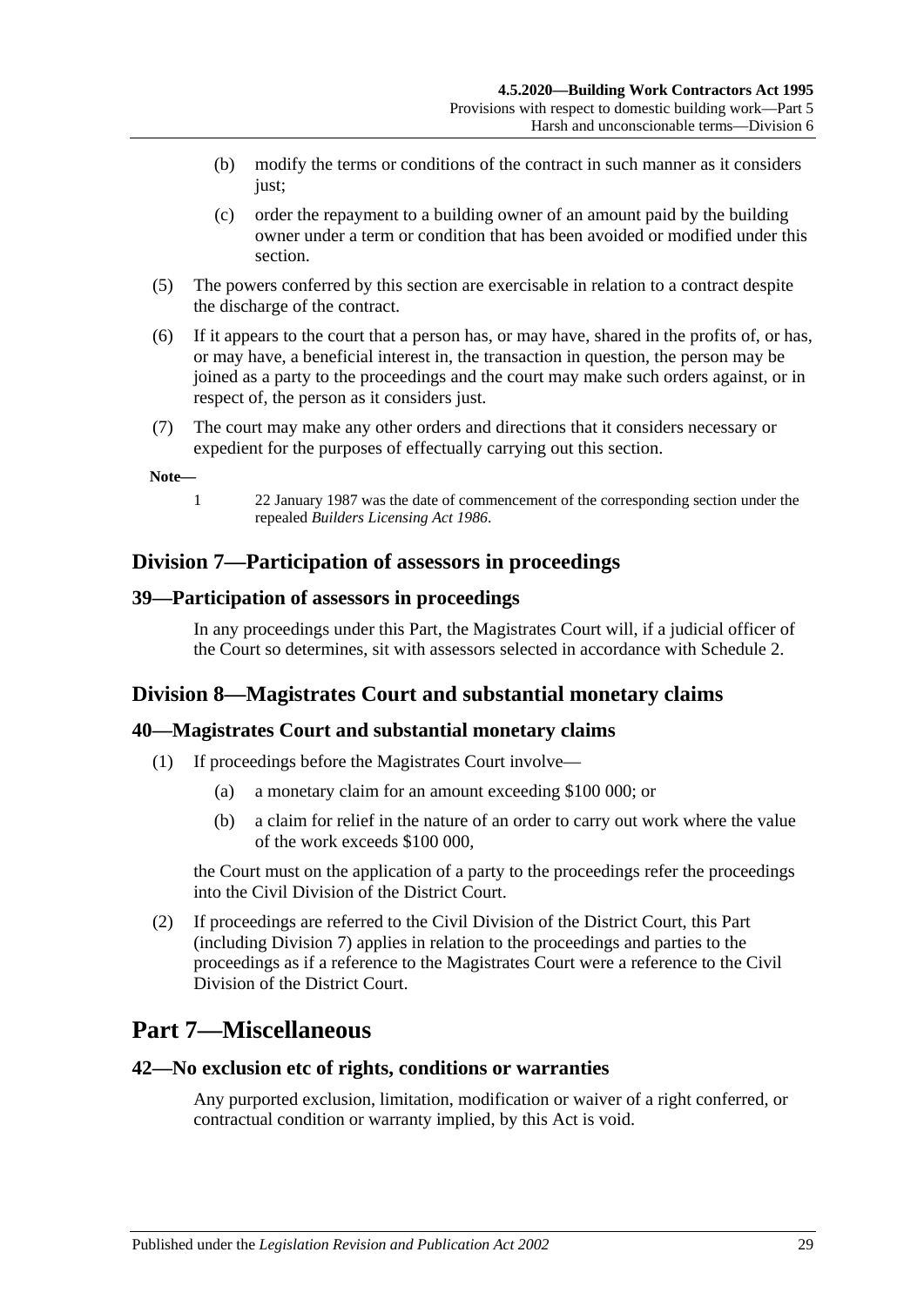(b) modify the terms or conditions of the contract in such manner as it considers just;

(c) order the repayment to a building owner of an amount paid by the building owner under a term or condition that has been avoided or modified under this section.

(5) The powers conferred by this section are exercisable in relation to a contract despite the discharge of the contract.

(6) If it appears to the court that a person has, or may have, shared in the profits of, or has, or may have, a beneficial interest in, the transaction in question, the person may be joined as a party to the proceedings and the court may make such orders against, or in respect of, the person as it considers just.

(7) The court may make any other orders and directions that it considers necessary or expedient for the purposes of effectually carrying out this section.

**Note—**

1 22 January 1987 was the date of commencement of the corresponding section under the repealed *Builders Licensing Act 1986*.

## Division 7—Participation of assessors in proceedings

### 39—Participation of assessors in proceedings

In any proceedings under this Part, the Magistrates Court will, if a judicial officer of the Court so determines, sit with assessors selected in accordance with Schedule 2.

## Division 8—Magistrates Court and substantial monetary claims

### 40—Magistrates Court and substantial monetary claims

(1) If proceedings before the Magistrates Court involve—

(a) a monetary claim for an amount exceeding $100 000; or

(b) a claim for relief in the nature of an order to carry out work where the value of the work exceeds $100 000,

the Court must on the application of a party to the proceedings refer the proceedings into the Civil Division of the District Court.

(2) If proceedings are referred to the Civil Division of the District Court, this Part (including Division 7) applies in relation to the proceedings and parties to the proceedings as if a reference to the Magistrates Court were a reference to the Civil Division of the District Court.

# Part 7—Miscellaneous

### 42—No exclusion etc of rights, conditions or warranties

Any purported exclusion, limitation, modification or waiver of a right conferred, or contractual condition or warranty implied, by this Act is void.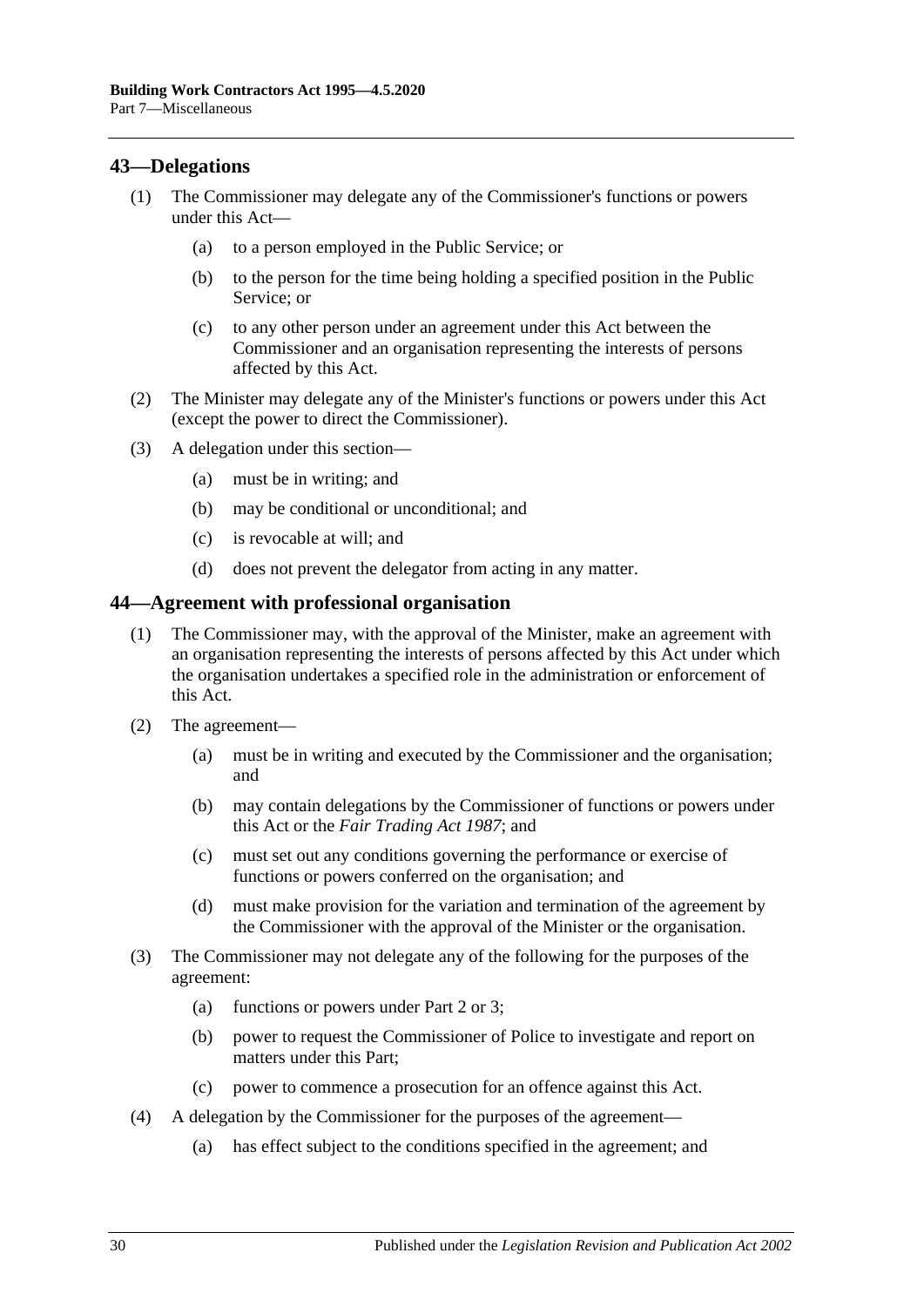## 43—Delegations

(1) The Commissioner may delegate any of the Commissioner's functions or powers under this Act—

(a) to a person employed in the Public Service; or

(b) to the person for the time being holding a specified position in the Public Service; or

(c) to any other person under an agreement under this Act between the Commissioner and an organisation representing the interests of persons affected by this Act.

(2) The Minister may delegate any of the Minister's functions or powers under this Act (except the power to direct the Commissioner).

(3) A delegation under this section—

(a) must be in writing; and

(b) may be conditional or unconditional; and

(c) is revocable at will; and

(d) does not prevent the delegator from acting in any matter.

## 44—Agreement with professional organisation

(1) The Commissioner may, with the approval of the Minister, make an agreement with an organisation representing the interests of persons affected by this Act under which the organisation undertakes a specified role in the administration or enforcement of this Act.

(2) The agreement—

(a) must be in writing and executed by the Commissioner and the organisation; and

(b) may contain delegations by the Commissioner of functions or powers under this Act or the *Fair Trading Act 1987*; and

(c) must set out any conditions governing the performance or exercise of functions or powers conferred on the organisation; and

(d) must make provision for the variation and termination of the agreement by the Commissioner with the approval of the Minister or the organisation.

(3) The Commissioner may not delegate any of the following for the purposes of the agreement:

(a) functions or powers under Part 2 or 3;

(b) power to request the Commissioner of Police to investigate and report on matters under this Part;

(c) power to commence a prosecution for an offence against this Act.

(4) A delegation by the Commissioner for the purposes of the agreement—

(a) has effect subject to the conditions specified in the agreement; and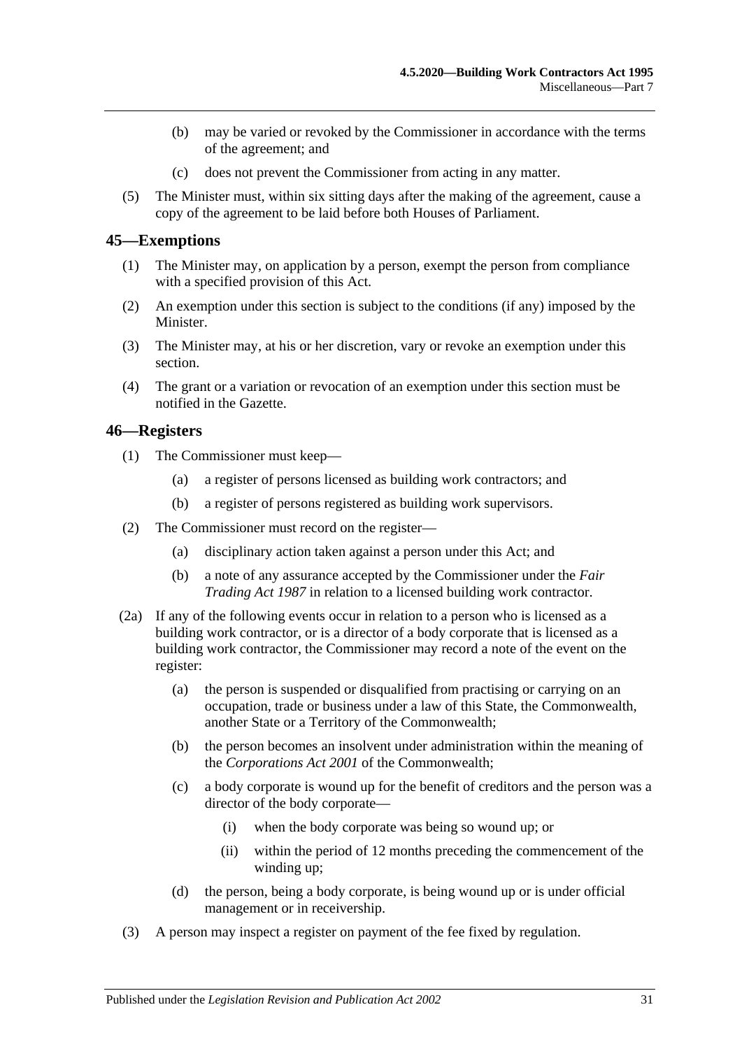(b) may be varied or revoked by the Commissioner in accordance with the terms of the agreement; and

(c) does not prevent the Commissioner from acting in any matter.

(5) The Minister must, within six sitting days after the making of the agreement, cause a copy of the agreement to be laid before both Houses of Parliament.

## 45—Exemptions

(1) The Minister may, on application by a person, exempt the person from compliance with a specified provision of this Act.

(2) An exemption under this section is subject to the conditions (if any) imposed by the Minister.

(3) The Minister may, at his or her discretion, vary or revoke an exemption under this section.

(4) The grant or a variation or revocation of an exemption under this section must be notified in the Gazette.

## 46—Registers

(1) The Commissioner must keep—

(a) a register of persons licensed as building work contractors; and

(b) a register of persons registered as building work supervisors.

(2) The Commissioner must record on the register—

(a) disciplinary action taken against a person under this Act; and

(b) a note of any assurance accepted by the Commissioner under the *Fair Trading Act 1987* in relation to a licensed building work contractor.

(2a) If any of the following events occur in relation to a person who is licensed as a building work contractor, or is a director of a body corporate that is licensed as a building work contractor, the Commissioner may record a note of the event on the register:

(a) the person is suspended or disqualified from practising or carrying on an occupation, trade or business under a law of this State, the Commonwealth, another State or a Territory of the Commonwealth;

(b) the person becomes an insolvent under administration within the meaning of the *Corporations Act 2001* of the Commonwealth;

(c) a body corporate is wound up for the benefit of creditors and the person was a director of the body corporate—

(i) when the body corporate was being so wound up; or

(ii) within the period of 12 months preceding the commencement of the winding up;

(d) the person, being a body corporate, is being wound up or is under official management or in receivership.

(3) A person may inspect a register on payment of the fee fixed by regulation.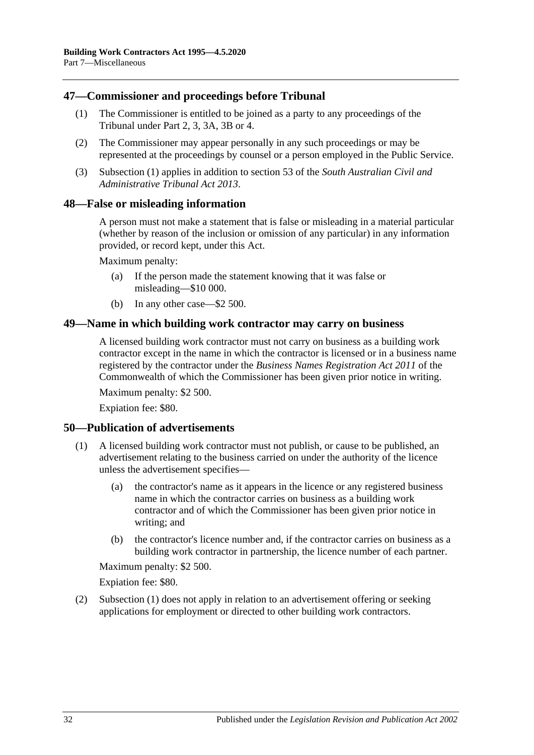## 47—Commissioner and proceedings before Tribunal

(1) The Commissioner is entitled to be joined as a party to any proceedings of the Tribunal under Part 2, 3, 3A, 3B or 4.

(2) The Commissioner may appear personally in any such proceedings or may be represented at the proceedings by counsel or a person employed in the Public Service.

(3) Subsection (1) applies in addition to section 53 of the *South Australian Civil and Administrative Tribunal Act 2013*.

## 48—False or misleading information

A person must not make a statement that is false or misleading in a material particular (whether by reason of the inclusion or omission of any particular) in any information provided, or record kept, under this Act.

Maximum penalty:

(a) If the person made the statement knowing that it was false or misleading—$10 000.

(b) In any other case—$2 500.

## 49—Name in which building work contractor may carry on business

A licensed building work contractor must not carry on business as a building work contractor except in the name in which the contractor is licensed or in a business name registered by the contractor under the *Business Names Registration Act 2011* of the Commonwealth of which the Commissioner has been given prior notice in writing.

Maximum penalty: $2 500.

Expiation fee: $80.

## 50—Publication of advertisements

(1) A licensed building work contractor must not publish, or cause to be published, an advertisement relating to the business carried on under the authority of the licence unless the advertisement specifies—

(a) the contractor's name as it appears in the licence or any registered business name in which the contractor carries on business as a building work contractor and of which the Commissioner has been given prior notice in writing; and

(b) the contractor's licence number and, if the contractor carries on business as a building work contractor in partnership, the licence number of each partner.

Maximum penalty: $2 500.

Expiation fee: $80.

(2) Subsection (1) does not apply in relation to an advertisement offering or seeking applications for employment or directed to other building work contractors.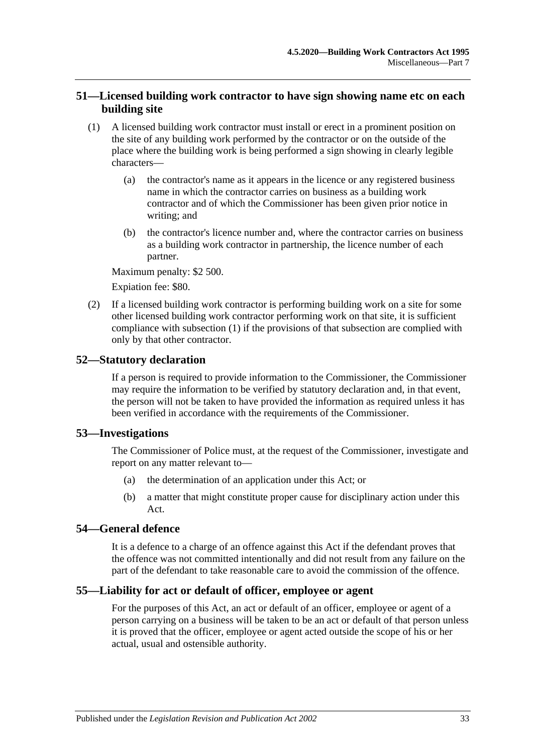## 51—Licensed building work contractor to have sign showing name etc on each building site

(1) A licensed building work contractor must install or erect in a prominent position on the site of any building work performed by the contractor or on the outside of the place where the building work is being performed a sign showing in clearly legible characters—

(a) the contractor's name as it appears in the licence or any registered business name in which the contractor carries on business as a building work contractor and of which the Commissioner has been given prior notice in writing; and

(b) the contractor's licence number and, where the contractor carries on business as a building work contractor in partnership, the licence number of each partner.

Maximum penalty: $2 500.

Expiation fee: $80.

(2) If a licensed building work contractor is performing building work on a site for some other licensed building work contractor performing work on that site, it is sufficient compliance with subsection (1) if the provisions of that subsection are complied with only by that other contractor.

## 52—Statutory declaration

If a person is required to provide information to the Commissioner, the Commissioner may require the information to be verified by statutory declaration and, in that event, the person will not be taken to have provided the information as required unless it has been verified in accordance with the requirements of the Commissioner.

## 53—Investigations

The Commissioner of Police must, at the request of the Commissioner, investigate and report on any matter relevant to—

(a) the determination of an application under this Act; or

(b) a matter that might constitute proper cause for disciplinary action under this Act.

## 54—General defence

It is a defence to a charge of an offence against this Act if the defendant proves that the offence was not committed intentionally and did not result from any failure on the part of the defendant to take reasonable care to avoid the commission of the offence.

## 55—Liability for act or default of officer, employee or agent

For the purposes of this Act, an act or default of an officer, employee or agent of a person carrying on a business will be taken to be an act or default of that person unless it is proved that the officer, employee or agent acted outside the scope of his or her actual, usual and ostensible authority.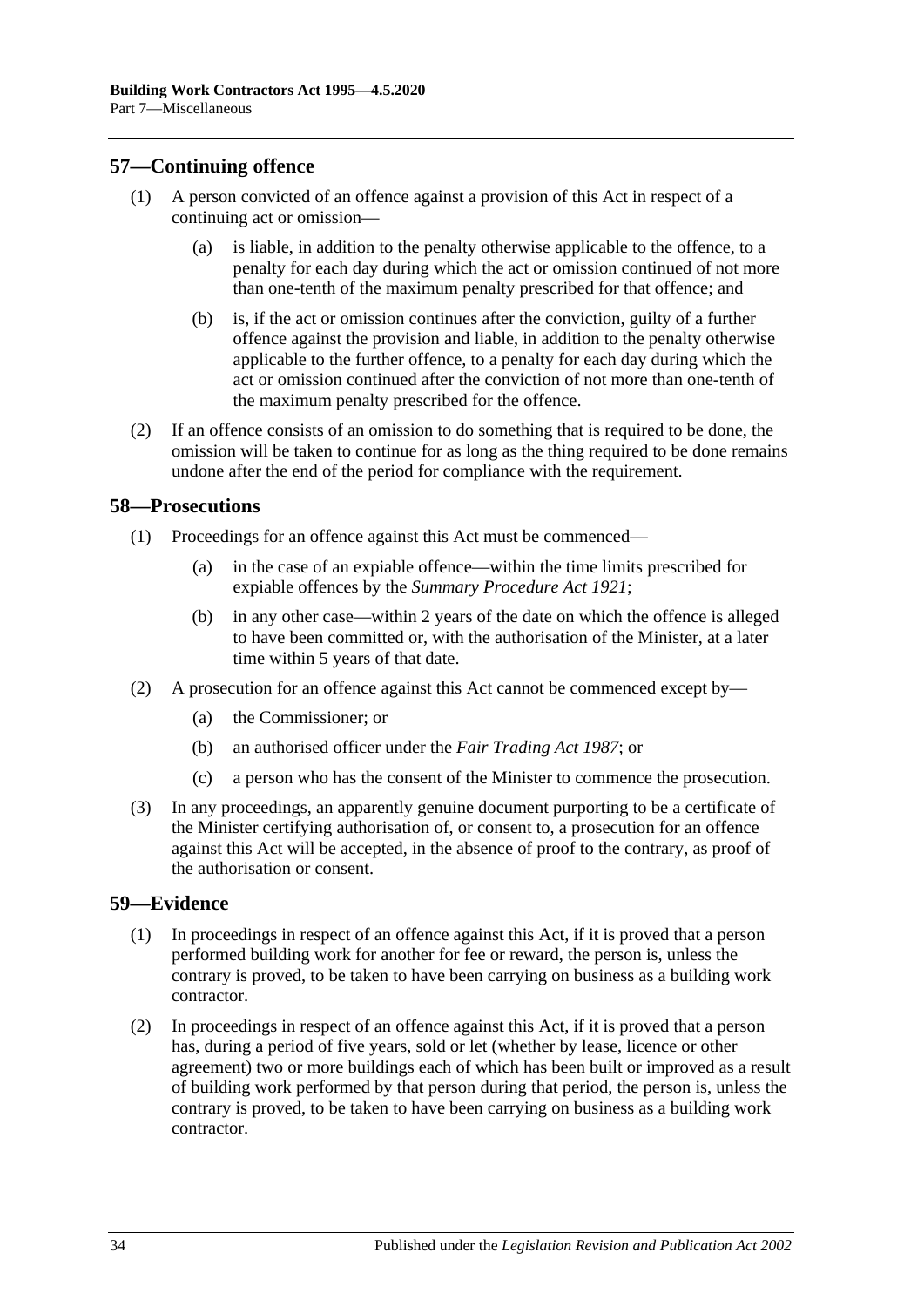## 57—Continuing offence

(1) A person convicted of an offence against a provision of this Act in respect of a continuing act or omission—

(a) is liable, in addition to the penalty otherwise applicable to the offence, to a penalty for each day during which the act or omission continued of not more than one-tenth of the maximum penalty prescribed for that offence; and

(b) is, if the act or omission continues after the conviction, guilty of a further offence against the provision and liable, in addition to the penalty otherwise applicable to the further offence, to a penalty for each day during which the act or omission continued after the conviction of not more than one-tenth of the maximum penalty prescribed for the offence.

(2) If an offence consists of an omission to do something that is required to be done, the omission will be taken to continue for as long as the thing required to be done remains undone after the end of the period for compliance with the requirement.

## 58—Prosecutions

(1) Proceedings for an offence against this Act must be commenced—

(a) in the case of an expiable offence—within the time limits prescribed for expiable offences by the *Summary Procedure Act 1921*;

(b) in any other case—within 2 years of the date on which the offence is alleged to have been committed or, with the authorisation of the Minister, at a later time within 5 years of that date.

(2) A prosecution for an offence against this Act cannot be commenced except by—

(a) the Commissioner; or

(b) an authorised officer under the *Fair Trading Act 1987*; or

(c) a person who has the consent of the Minister to commence the prosecution.

(3) In any proceedings, an apparently genuine document purporting to be a certificate of the Minister certifying authorisation of, or consent to, a prosecution for an offence against this Act will be accepted, in the absence of proof to the contrary, as proof of the authorisation or consent.

## 59—Evidence

(1) In proceedings in respect of an offence against this Act, if it is proved that a person performed building work for another for fee or reward, the person is, unless the contrary is proved, to be taken to have been carrying on business as a building work contractor.

(2) In proceedings in respect of an offence against this Act, if it is proved that a person has, during a period of five years, sold or let (whether by lease, licence or other agreement) two or more buildings each of which has been built or improved as a result of building work performed by that person during that period, the person is, unless the contrary is proved, to be taken to have been carrying on business as a building work contractor.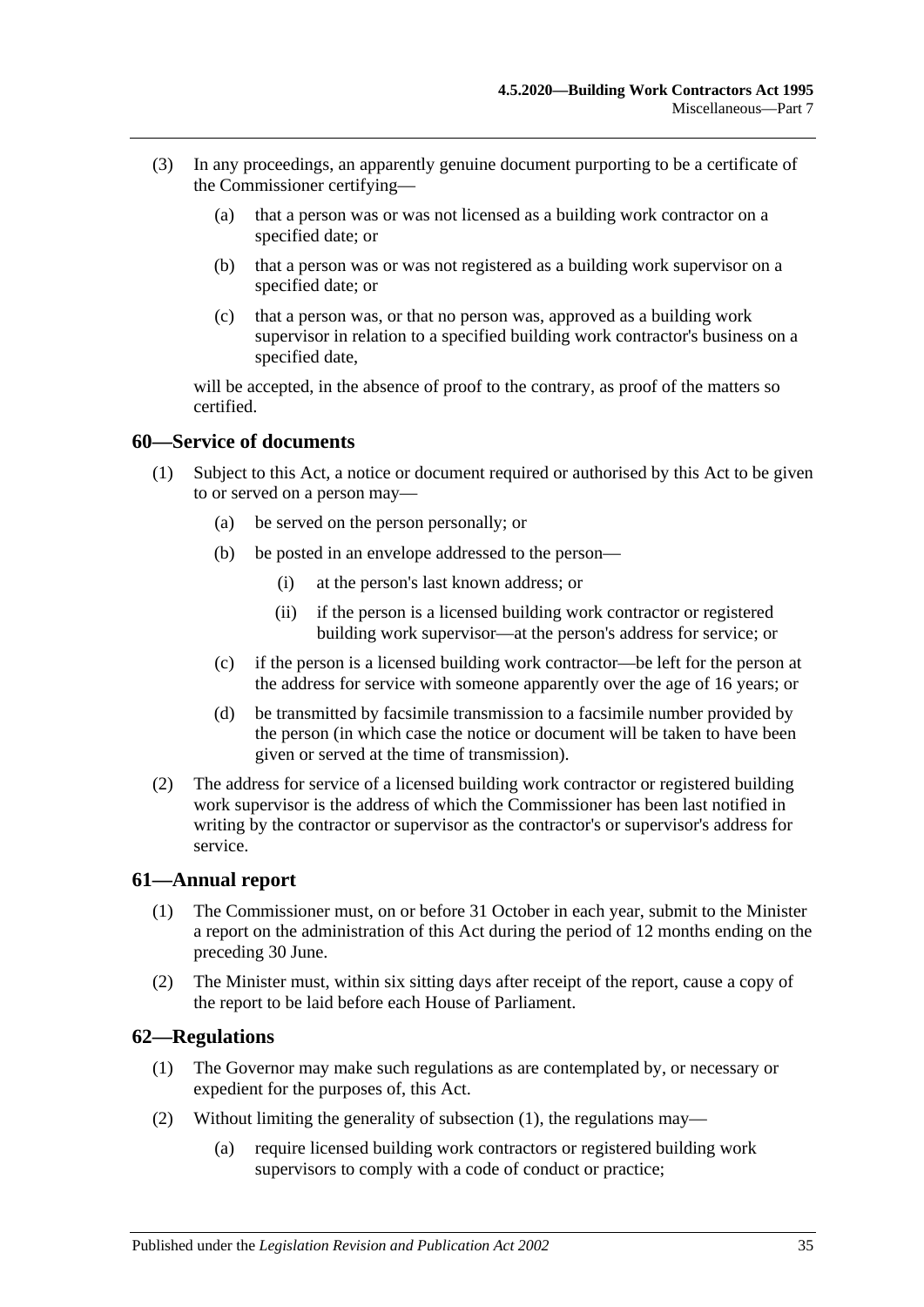(3) In any proceedings, an apparently genuine document purporting to be a certificate of the Commissioner certifying—

  (a) that a person was or was not licensed as a building work contractor on a specified date; or

  (b) that a person was or was not registered as a building work supervisor on a specified date; or

  (c) that a person was, or that no person was, approved as a building work supervisor in relation to a specified building work contractor's business on a specified date,

will be accepted, in the absence of proof to the contrary, as proof of the matters so certified.

## 60—Service of documents

(1) Subject to this Act, a notice or document required or authorised by this Act to be given to or served on a person may—

  (a) be served on the person personally; or

  (b) be posted in an envelope addressed to the person—

    (i) at the person's last known address; or

    (ii) if the person is a licensed building work contractor or registered building work supervisor—at the person's address for service; or

  (c) if the person is a licensed building work contractor—be left for the person at the address for service with someone apparently over the age of 16 years; or

  (d) be transmitted by facsimile transmission to a facsimile number provided by the person (in which case the notice or document will be taken to have been given or served at the time of transmission).

(2) The address for service of a licensed building work contractor or registered building work supervisor is the address of which the Commissioner has been last notified in writing by the contractor or supervisor as the contractor's or supervisor's address for service.

## 61—Annual report

(1) The Commissioner must, on or before 31 October in each year, submit to the Minister a report on the administration of this Act during the period of 12 months ending on the preceding 30 June.

(2) The Minister must, within six sitting days after receipt of the report, cause a copy of the report to be laid before each House of Parliament.

## 62—Regulations

(1) The Governor may make such regulations as are contemplated by, or necessary or expedient for the purposes of, this Act.

(2) Without limiting the generality of subsection (1), the regulations may—

  (a) require licensed building work contractors or registered building work supervisors to comply with a code of conduct or practice;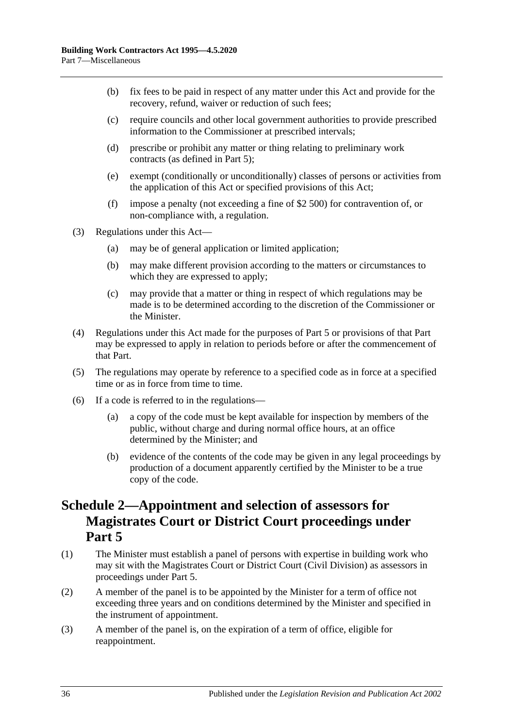(b) fix fees to be paid in respect of any matter under this Act and provide for the recovery, refund, waiver or reduction of such fees;

(c) require councils and other local government authorities to provide prescribed information to the Commissioner at prescribed intervals;

(d) prescribe or prohibit any matter or thing relating to preliminary work contracts (as defined in Part 5);

(e) exempt (conditionally or unconditionally) classes of persons or activities from the application of this Act or specified provisions of this Act;

(f) impose a penalty (not exceeding a fine of $2 500) for contravention of, or non-compliance with, a regulation.

(3) Regulations under this Act—

(a) may be of general application or limited application;

(b) may make different provision according to the matters or circumstances to which they are expressed to apply;

(c) may provide that a matter or thing in respect of which regulations may be made is to be determined according to the discretion of the Commissioner or the Minister.

(4) Regulations under this Act made for the purposes of Part 5 or provisions of that Part may be expressed to apply in relation to periods before or after the commencement of that Part.

(5) The regulations may operate by reference to a specified code as in force at a specified time or as in force from time to time.

(6) If a code is referred to in the regulations—

(a) a copy of the code must be kept available for inspection by members of the public, without charge and during normal office hours, at an office determined by the Minister; and

(b) evidence of the contents of the code may be given in any legal proceedings by production of a document apparently certified by the Minister to be a true copy of the code.

## Schedule 2—Appointment and selection of assessors for Magistrates Court or District Court proceedings under Part 5

(1) The Minister must establish a panel of persons with expertise in building work who may sit with the Magistrates Court or District Court (Civil Division) as assessors in proceedings under Part 5.

(2) A member of the panel is to be appointed by the Minister for a term of office not exceeding three years and on conditions determined by the Minister and specified in the instrument of appointment.

(3) A member of the panel is, on the expiration of a term of office, eligible for reappointment.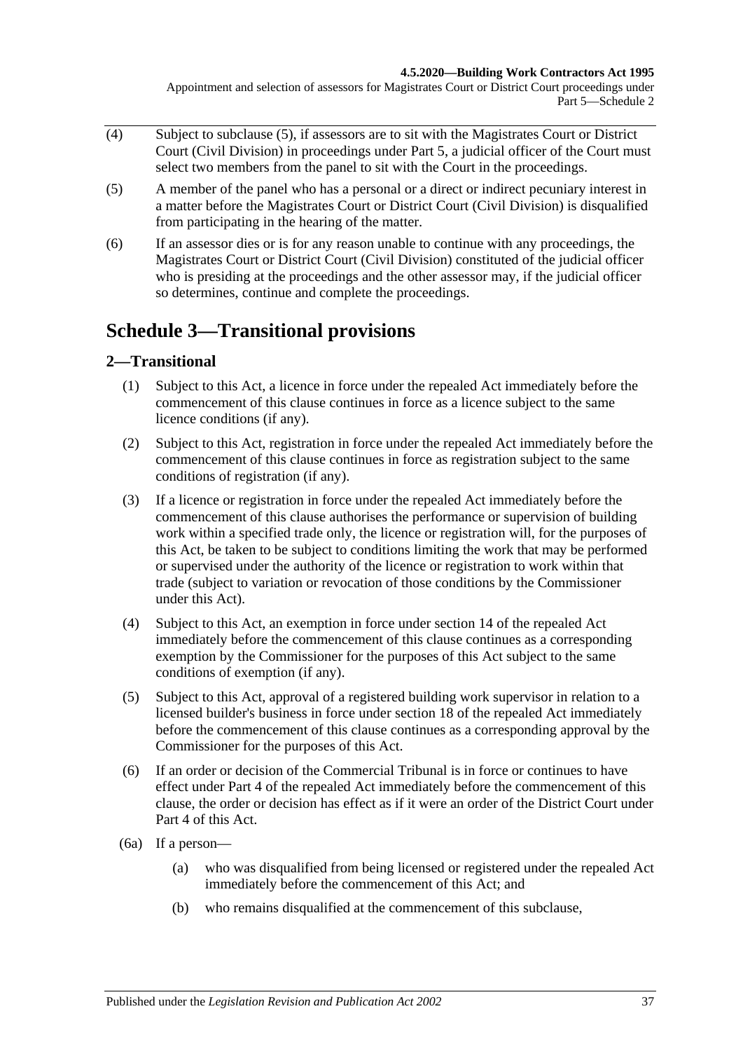(4) Subject to subclause (5), if assessors are to sit with the Magistrates Court or District Court (Civil Division) in proceedings under Part 5, a judicial officer of the Court must select two members from the panel to sit with the Court in the proceedings.

(5) A member of the panel who has a personal or a direct or indirect pecuniary interest in a matter before the Magistrates Court or District Court (Civil Division) is disqualified from participating in the hearing of the matter.

(6) If an assessor dies or is for any reason unable to continue with any proceedings, the Magistrates Court or District Court (Civil Division) constituted of the judicial officer who is presiding at the proceedings and the other assessor may, if the judicial officer so determines, continue and complete the proceedings.

# Schedule 3—Transitional provisions

## 2—Transitional

(1) Subject to this Act, a licence in force under the repealed Act immediately before the commencement of this clause continues in force as a licence subject to the same licence conditions (if any).

(2) Subject to this Act, registration in force under the repealed Act immediately before the commencement of this clause continues in force as registration subject to the same conditions of registration (if any).

(3) If a licence or registration in force under the repealed Act immediately before the commencement of this clause authorises the performance or supervision of building work within a specified trade only, the licence or registration will, for the purposes of this Act, be taken to be subject to conditions limiting the work that may be performed or supervised under the authority of the licence or registration to work within that trade (subject to variation or revocation of those conditions by the Commissioner under this Act).

(4) Subject to this Act, an exemption in force under section 14 of the repealed Act immediately before the commencement of this clause continues as a corresponding exemption by the Commissioner for the purposes of this Act subject to the same conditions of exemption (if any).

(5) Subject to this Act, approval of a registered building work supervisor in relation to a licensed builder's business in force under section 18 of the repealed Act immediately before the commencement of this clause continues as a corresponding approval by the Commissioner for the purposes of this Act.

(6) If an order or decision of the Commercial Tribunal is in force or continues to have effect under Part 4 of the repealed Act immediately before the commencement of this clause, the order or decision has effect as if it were an order of the District Court under Part 4 of this Act.

(6a) If a person—

(a) who was disqualified from being licensed or registered under the repealed Act immediately before the commencement of this Act; and

(b) who remains disqualified at the commencement of this subclause,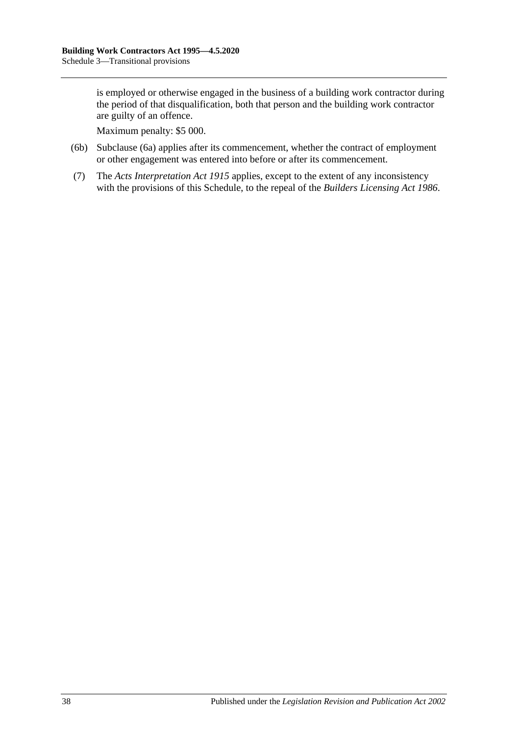is employed or otherwise engaged in the business of a building work contractor during the period of that disqualification, both that person and the building work contractor are guilty of an offence.

Maximum penalty: $5 000.

(6b) Subclause (6a) applies after its commencement, whether the contract of employment or other engagement was entered into before or after its commencement.

(7) The *Acts Interpretation Act 1915* applies, except to the extent of any inconsistency with the provisions of this Schedule, to the repeal of the *Builders Licensing Act 1986*.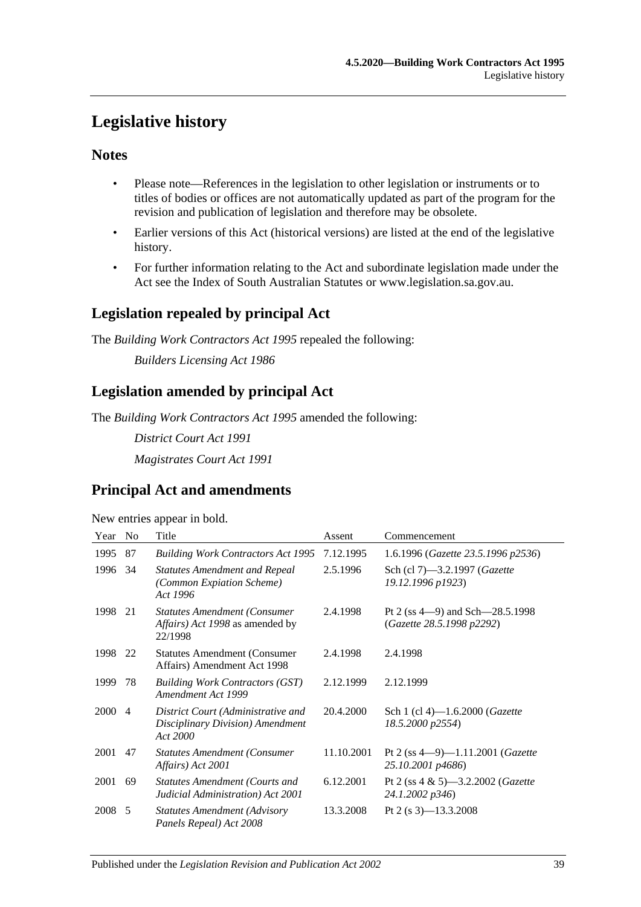# Legislative history

## Notes

- Please note—References in the legislation to other legislation or instruments or to titles of bodies or offices are not automatically updated as part of the program for the revision and publication of legislation and therefore may be obsolete.
- Earlier versions of this Act (historical versions) are listed at the end of the legislative history.
- For further information relating to the Act and subordinate legislation made under the Act see the Index of South Australian Statutes or www.legislation.sa.gov.au.

## Legislation repealed by principal Act

The *Building Work Contractors Act 1995* repealed the following:

*Builders Licensing Act 1986*

## Legislation amended by principal Act

The *Building Work Contractors Act 1995* amended the following:

*District Court Act 1991*

*Magistrates Court Act 1991*

## Principal Act and amendments

New entries appear in bold.

| Year | No | Title | Assent | Commencement |
|---|---|---|---|---|
| 1995 | 87 | *Building Work Contractors Act 1995* | 7.12.1995 | 1.6.1996 (*Gazette 23.5.1996 p2536*) |
| 1996 | 34 | *Statutes Amendment and Repeal (Common Expiation Scheme) Act 1996* | 2.5.1996 | Sch (cl 7)—3.2.1997 (*Gazette 19.12.1996 p1923*) |
| 1998 | 21 | *Statutes Amendment (Consumer Affairs) Act 1998* as amended by 22/1998 | 2.4.1998 | Pt 2 (ss 4—9) and Sch—28.5.1998 (*Gazette 28.5.1998 p2292*) |
| 1998 | 22 | Statutes Amendment (Consumer Affairs) Amendment Act 1998 | 2.4.1998 | 2.4.1998 |
| 1999 | 78 | *Building Work Contractors (GST) Amendment Act 1999* | 2.12.1999 | 2.12.1999 |
| 2000 | 4 | *District Court (Administrative and Disciplinary Division) Amendment Act 2000* | 20.4.2000 | Sch 1 (cl 4)—1.6.2000 (*Gazette 18.5.2000 p2554*) |
| 2001 | 47 | *Statutes Amendment (Consumer Affairs) Act 2001* | 11.10.2001 | Pt 2 (ss 4—9)—1.11.2001 (*Gazette 25.10.2001 p4686*) |
| 2001 | 69 | *Statutes Amendment (Courts and Judicial Administration) Act 2001* | 6.12.2001 | Pt 2 (ss 4 & 5)—3.2.2002 (*Gazette 24.1.2002 p346*) |
| 2008 | 5 | *Statutes Amendment (Advisory Panels Repeal) Act 2008* | 13.3.2008 | Pt 2 (s 3)—13.3.2008 |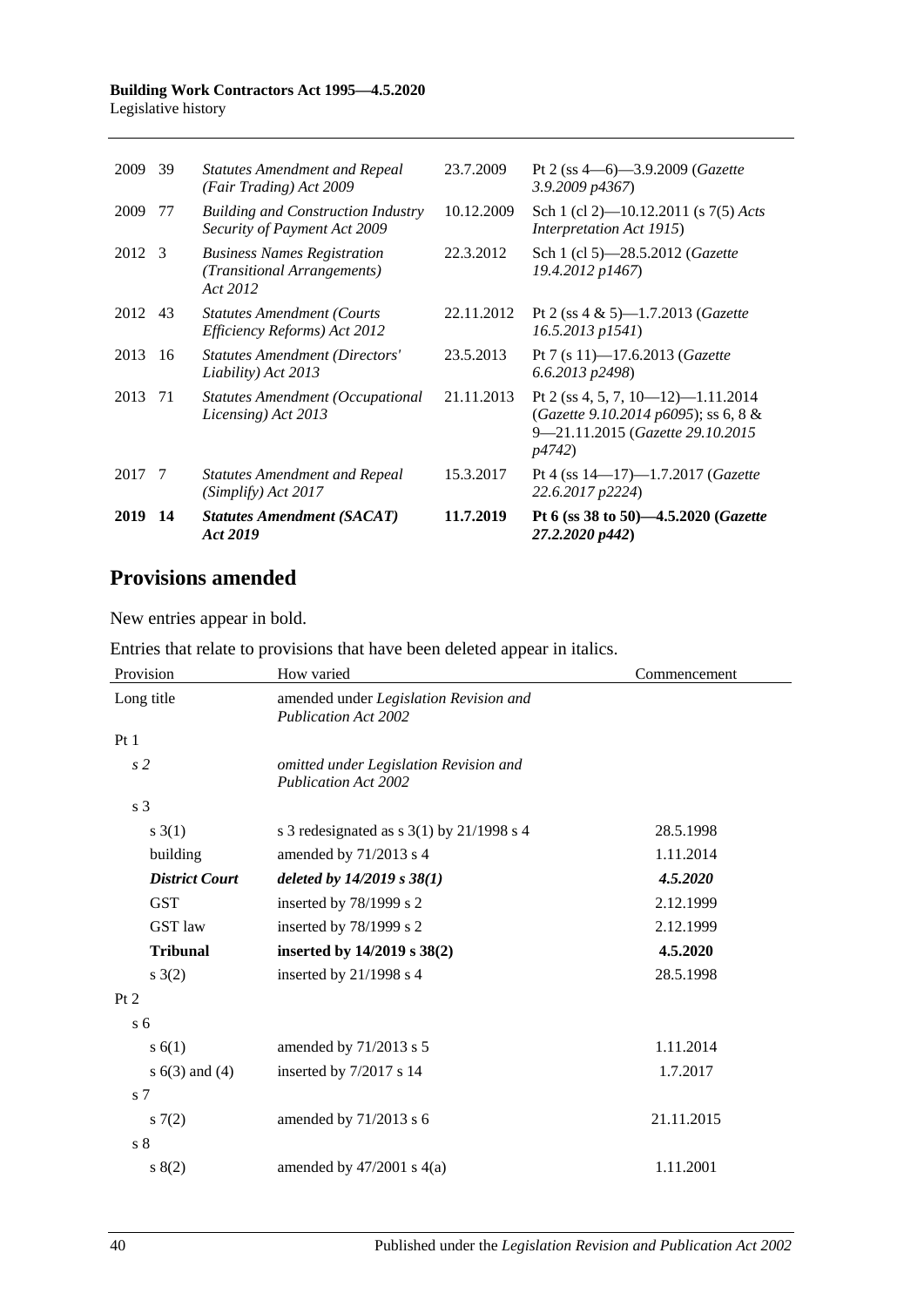| | | | | |
|---|---|---|---|---|
| 2009 | 39 | *Statutes Amendment and Repeal (Fair Trading) Act 2009* | 23.7.2009 | Pt 2 (ss 4—6)—3.9.2009 (*Gazette 3.9.2009 p4367*) |
| 2009 | 77 | *Building and Construction Industry Security of Payment Act 2009* | 10.12.2009 | Sch 1 (cl 2)—10.12.2011 (s 7(5) *Acts Interpretation Act 1915*) |
| 2012 | 3 | *Business Names Registration (Transitional Arrangements) Act 2012* | 22.3.2012 | Sch 1 (cl 5)—28.5.2012 (*Gazette 19.4.2012 p1467*) |
| 2012 | 43 | *Statutes Amendment (Courts Efficiency Reforms) Act 2012* | 22.11.2012 | Pt 2 (ss 4 & 5)—1.7.2013 (*Gazette 16.5.2013 p1541*) |
| 2013 | 16 | *Statutes Amendment (Directors' Liability) Act 2013* | 23.5.2013 | Pt 7 (s 11)—17.6.2013 (*Gazette 6.6.2013 p2498*) |
| 2013 | 71 | *Statutes Amendment (Occupational Licensing) Act 2013* | 21.11.2013 | Pt 2 (ss 4, 5, 7, 10—12)—1.11.2014 (*Gazette 9.10.2014 p6095*); ss 6, 8 & 9—21.11.2015 (*Gazette 29.10.2015 p4742*) |
| 2017 | 7 | *Statutes Amendment and Repeal (Simplify) Act 2017* | 15.3.2017 | Pt 4 (ss 14—17)—1.7.2017 (*Gazette 22.6.2017 p2224*) |
| **2019** | **14** | ***Statutes Amendment (SACAT) Act 2019*** | **11.7.2019** | **Pt 6 (ss 38 to 50)—4.5.2020 (*Gazette 27.2.2020 p442*)** |

## Provisions amended

New entries appear in bold.

Entries that relate to provisions that have been deleted appear in italics.

| Provision | How varied | Commencement |
|---|---|---|
| Long title | amended under *Legislation Revision and Publication Act 2002* | |
| Pt 1 | | |
| *s 2* | *omitted under Legislation Revision and Publication Act 2002* | |
| s 3 | | |
| s 3(1) | s 3 redesignated as s 3(1) by 21/1998 s 4 | 28.5.1998 |
| building | amended by 71/2013 s 4 | 1.11.2014 |
| ***District Court*** | ***deleted by 14/2019 s 38(1)*** | ***4.5.2020*** |
| GST | inserted by 78/1999 s 2 | 2.12.1999 |
| GST law | inserted by 78/1999 s 2 | 2.12.1999 |
| **Tribunal** | **inserted by 14/2019 s 38(2)** | **4.5.2020** |
| s 3(2) | inserted by 21/1998 s 4 | 28.5.1998 |
| Pt 2 | | |
| s 6 | | |
| s 6(1) | amended by 71/2013 s 5 | 1.11.2014 |
| s 6(3) and (4) | inserted by 7/2017 s 14 | 1.7.2017 |
| s 7 | | |
| s 7(2) | amended by 71/2013 s 6 | 21.11.2015 |
| s 8 | | |
| s 8(2) | amended by 47/2001 s 4(a) | 1.11.2001 |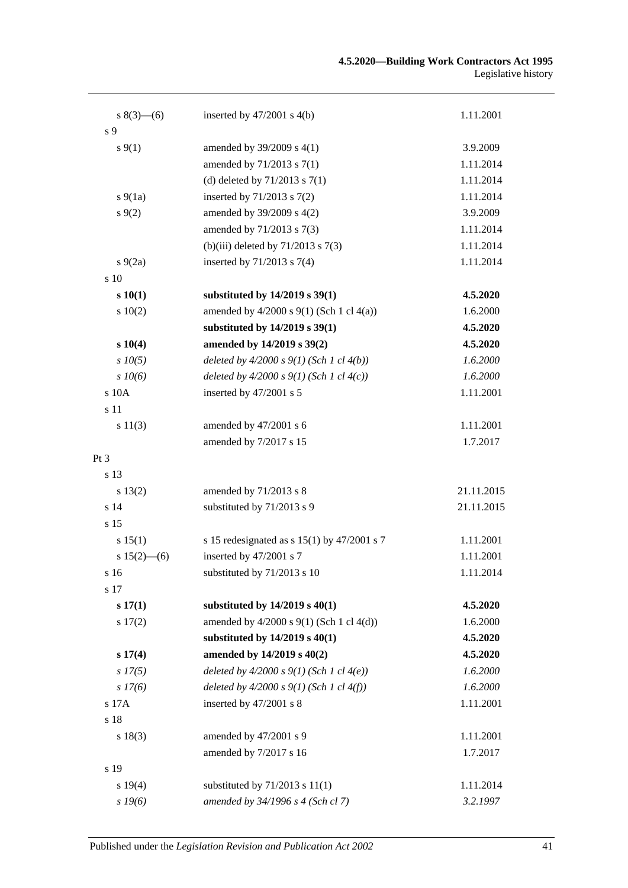| | | |
|---|---|---|
| s 8(3)—(6) | inserted by 47/2001 s 4(b) | 1.11.2001 |
| s 9 | | |
| s 9(1) | amended by 39/2009 s 4(1) | 3.9.2009 |
| | amended by 71/2013 s 7(1) | 1.11.2014 |
| | (d) deleted by 71/2013 s 7(1) | 1.11.2014 |
| s 9(1a) | inserted by 71/2013 s 7(2) | 1.11.2014 |
| s 9(2) | amended by 39/2009 s 4(2) | 3.9.2009 |
| | amended by 71/2013 s 7(3) | 1.11.2014 |
| | (b)(iii) deleted by 71/2013 s 7(3) | 1.11.2014 |
| s 9(2a) | inserted by 71/2013 s 7(4) | 1.11.2014 |
| s 10 | | |
| **s 10(1)** | **substituted by 14/2019 s 39(1)** | **4.5.2020** |
| s 10(2) | amended by 4/2000 s 9(1) (Sch 1 cl 4(a)) | 1.6.2000 |
| | **substituted by 14/2019 s 39(1)** | **4.5.2020** |
| **s 10(4)** | **amended by 14/2019 s 39(2)** | **4.5.2020** |
| *s 10(5)* | *deleted by 4/2000 s 9(1) (Sch 1 cl 4(b))* | *1.6.2000* |
| *s 10(6)* | *deleted by 4/2000 s 9(1) (Sch 1 cl 4(c))* | *1.6.2000* |
| s 10A | inserted by 47/2001 s 5 | 1.11.2001 |
| s 11 | | |
| s 11(3) | amended by 47/2001 s 6 | 1.11.2001 |
| | amended by 7/2017 s 15 | 1.7.2017 |
| Pt 3 | | |
| s 13 | | |
| s 13(2) | amended by 71/2013 s 8 | 21.11.2015 |
| s 14 | substituted by 71/2013 s 9 | 21.11.2015 |
| s 15 | | |
| s 15(1) | s 15 redesignated as s 15(1) by 47/2001 s 7 | 1.11.2001 |
| s 15(2)—(6) | inserted by 47/2001 s 7 | 1.11.2001 |
| s 16 | substituted by 71/2013 s 10 | 1.11.2014 |
| s 17 | | |
| **s 17(1)** | **substituted by 14/2019 s 40(1)** | **4.5.2020** |
| s 17(2) | amended by 4/2000 s 9(1) (Sch 1 cl 4(d)) | 1.6.2000 |
| | **substituted by 14/2019 s 40(1)** | **4.5.2020** |
| **s 17(4)** | **amended by 14/2019 s 40(2)** | **4.5.2020** |
| *s 17(5)* | *deleted by 4/2000 s 9(1) (Sch 1 cl 4(e))* | *1.6.2000* |
| *s 17(6)* | *deleted by 4/2000 s 9(1) (Sch 1 cl 4(f))* | *1.6.2000* |
| s 17A | inserted by 47/2001 s 8 | 1.11.2001 |
| s 18 | | |
| s 18(3) | amended by 47/2001 s 9 | 1.11.2001 |
| | amended by 7/2017 s 16 | 1.7.2017 |
| s 19 | | |
| s 19(4) | substituted by 71/2013 s 11(1) | 1.11.2014 |
| *s 19(6)* | *amended by 34/1996 s 4 (Sch cl 7)* | *3.2.1997* |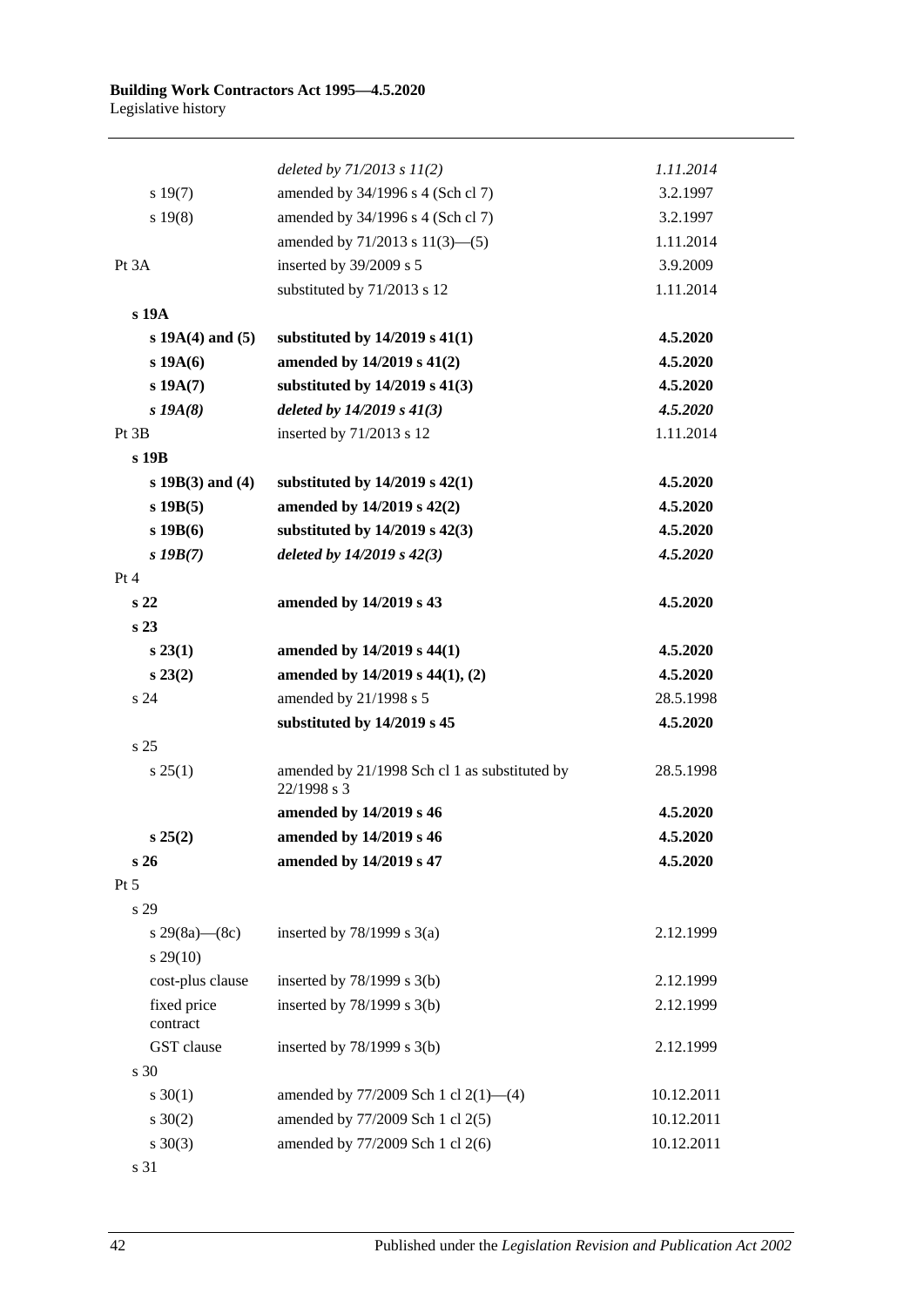| | | |
|---|---|---|
| | *deleted by 71/2013 s 11(2)* | *1.11.2014* |
| s 19(7) | amended by 34/1996 s 4 (Sch cl 7) | 3.2.1997 |
| s 19(8) | amended by 34/1996 s 4 (Sch cl 7) | 3.2.1997 |
| | amended by 71/2013 s 11(3)—(5) | 1.11.2014 |
| Pt 3A | inserted by 39/2009 s 5 | 3.9.2009 |
| | substituted by 71/2013 s 12 | 1.11.2014 |
| **s 19A** | | |
| **s 19A(4) and (5)** | **substituted by 14/2019 s 41(1)** | **4.5.2020** |
| **s 19A(6)** | **amended by 14/2019 s 41(2)** | **4.5.2020** |
| **s 19A(7)** | **substituted by 14/2019 s 41(3)** | **4.5.2020** |
| ***s 19A(8)*** | ***deleted by 14/2019 s 41(3)*** | ***4.5.2020*** |
| Pt 3B | inserted by 71/2013 s 12 | 1.11.2014 |
| **s 19B** | | |
| **s 19B(3) and (4)** | **substituted by 14/2019 s 42(1)** | **4.5.2020** |
| **s 19B(5)** | **amended by 14/2019 s 42(2)** | **4.5.2020** |
| **s 19B(6)** | **substituted by 14/2019 s 42(3)** | **4.5.2020** |
| ***s 19B(7)*** | ***deleted by 14/2019 s 42(3)*** | ***4.5.2020*** |
| Pt 4 | | |
| **s 22** | **amended by 14/2019 s 43** | **4.5.2020** |
| **s 23** | | |
| **s 23(1)** | **amended by 14/2019 s 44(1)** | **4.5.2020** |
| **s 23(2)** | **amended by 14/2019 s 44(1), (2)** | **4.5.2020** |
| s 24 | amended by 21/1998 s 5 | 28.5.1998 |
| | **substituted by 14/2019 s 45** | **4.5.2020** |
| s 25 | | |
| s 25(1) | amended by 21/1998 Sch cl 1 as substituted by 22/1998 s 3 | 28.5.1998 |
| | **amended by 14/2019 s 46** | **4.5.2020** |
| **s 25(2)** | **amended by 14/2019 s 46** | **4.5.2020** |
| **s 26** | **amended by 14/2019 s 47** | **4.5.2020** |
| Pt 5 | | |
| s 29 | | |
| s 29(8a)—(8c) | inserted by 78/1999 s 3(a) | 2.12.1999 |
| s 29(10) | | |
| cost-plus clause | inserted by 78/1999 s 3(b) | 2.12.1999 |
| fixed price contract | inserted by 78/1999 s 3(b) | 2.12.1999 |
| GST clause | inserted by 78/1999 s 3(b) | 2.12.1999 |
| s 30 | | |
| s 30(1) | amended by 77/2009 Sch 1 cl 2(1)—(4) | 10.12.2011 |
| s 30(2) | amended by 77/2009 Sch 1 cl 2(5) | 10.12.2011 |
| s 30(3) | amended by 77/2009 Sch 1 cl 2(6) | 10.12.2011 |
| s 31 | | |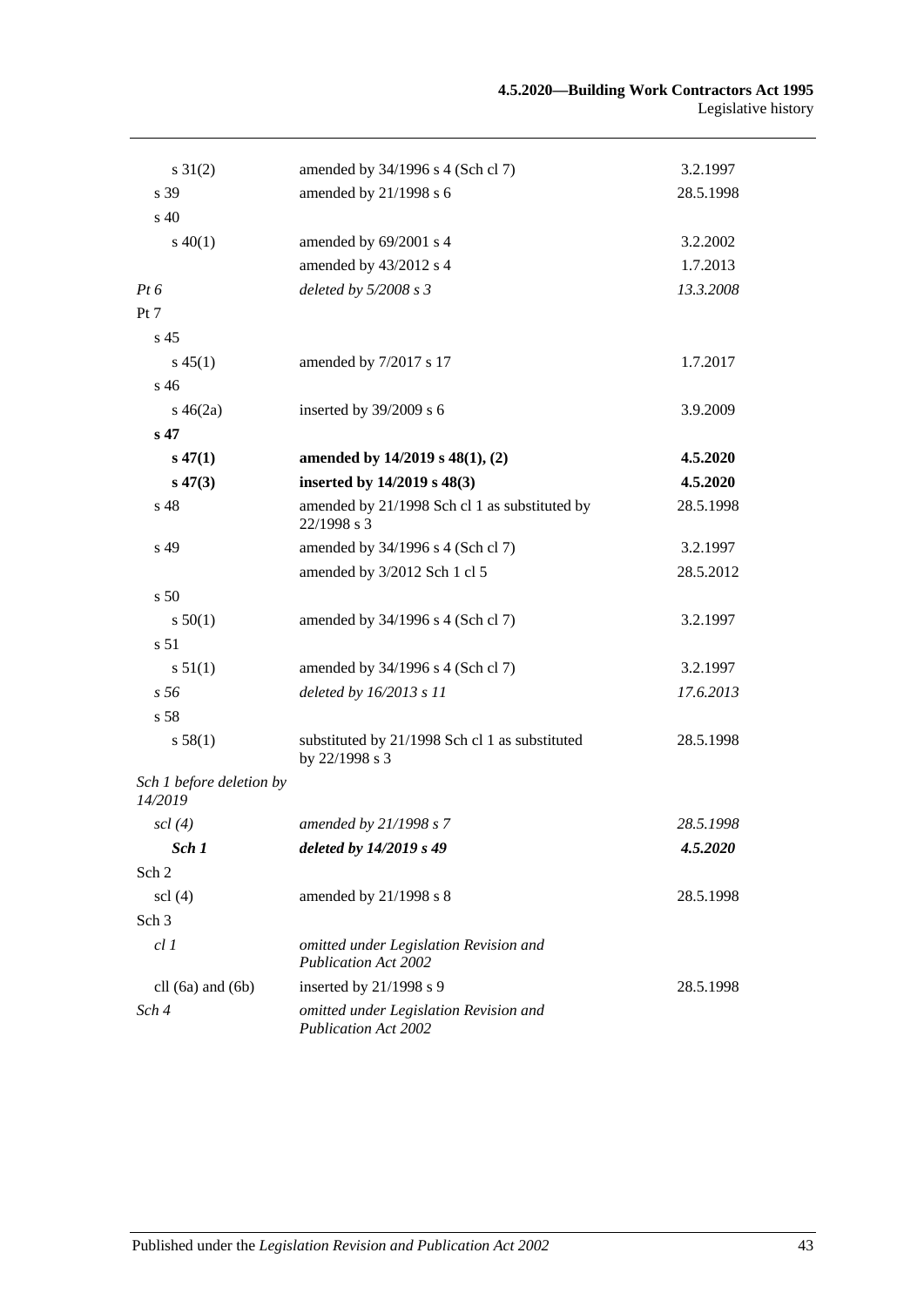| | | |
|---|---|---|
| s 31(2) | amended by 34/1996 s 4 (Sch cl 7) | 3.2.1997 |
| s 39 | amended by 21/1998 s 6 | 28.5.1998 |
| s 40 | | |
| s 40(1) | amended by 69/2001 s 4 | 3.2.2002 |
| | amended by 43/2012 s 4 | 1.7.2013 |
| *Pt 6* | *deleted by 5/2008 s 3* | *13.3.2008* |
| Pt 7 | | |
| s 45 | | |
| s 45(1) | amended by 7/2017 s 17 | 1.7.2017 |
| s 46 | | |
| s 46(2a) | inserted by 39/2009 s 6 | 3.9.2009 |
| **s 47** | | |
| **s 47(1)** | **amended by 14/2019 s 48(1), (2)** | **4.5.2020** |
| **s 47(3)** | **inserted by 14/2019 s 48(3)** | **4.5.2020** |
| s 48 | amended by 21/1998 Sch cl 1 as substituted by 22/1998 s 3 | 28.5.1998 |
| s 49 | amended by 34/1996 s 4 (Sch cl 7) | 3.2.1997 |
| | amended by 3/2012 Sch 1 cl 5 | 28.5.2012 |
| s 50 | | |
| s 50(1) | amended by 34/1996 s 4 (Sch cl 7) | 3.2.1997 |
| s 51 | | |
| s 51(1) | amended by 34/1996 s 4 (Sch cl 7) | 3.2.1997 |
| *s 56* | *deleted by 16/2013 s 11* | *17.6.2013* |
| s 58 | | |
| s 58(1) | substituted by 21/1998 Sch cl 1 as substituted by 22/1998 s 3 | 28.5.1998 |
| *Sch 1 before deletion by 14/2019* | | |
| *scl (4)* | *amended by 21/1998 s 7* | *28.5.1998* |
| ***Sch 1*** | ***deleted by 14/2019 s 49*** | ***4.5.2020*** |
| Sch 2 | | |
| scl (4) | amended by 21/1998 s 8 | 28.5.1998 |
| Sch 3 | | |
| *cl 1* | *omitted under Legislation Revision and Publication Act 2002* | |
| cll (6a) and (6b) | inserted by 21/1998 s 9 | 28.5.1998 |
| *Sch 4* | *omitted under Legislation Revision and Publication Act 2002* | |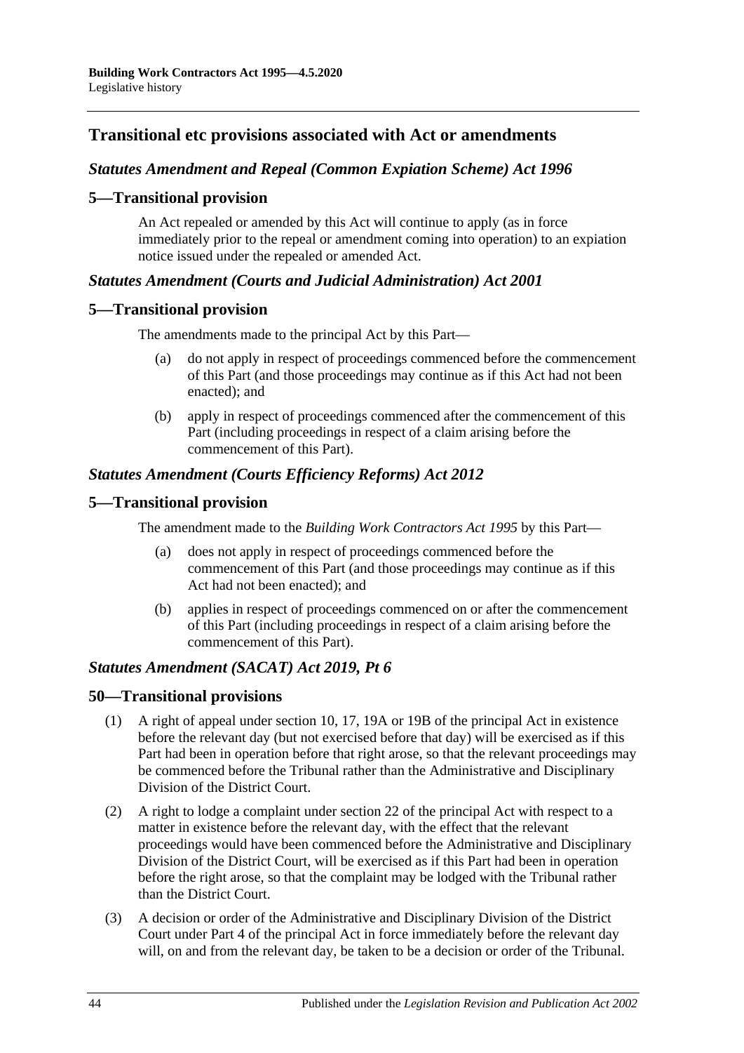## Transitional etc provisions associated with Act or amendments

### *Statutes Amendment and Repeal (Common Expiation Scheme) Act 1996*

### 5—Transitional provision

An Act repealed or amended by this Act will continue to apply (as in force immediately prior to the repeal or amendment coming into operation) to an expiation notice issued under the repealed or amended Act.

### *Statutes Amendment (Courts and Judicial Administration) Act 2001*

### 5—Transitional provision

The amendments made to the principal Act by this Part—

(a) do not apply in respect of proceedings commenced before the commencement of this Part (and those proceedings may continue as if this Act had not been enacted); and

(b) apply in respect of proceedings commenced after the commencement of this Part (including proceedings in respect of a claim arising before the commencement of this Part).

### *Statutes Amendment (Courts Efficiency Reforms) Act 2012*

### 5—Transitional provision

The amendment made to the *Building Work Contractors Act 1995* by this Part—

(a) does not apply in respect of proceedings commenced before the commencement of this Part (and those proceedings may continue as if this Act had not been enacted); and

(b) applies in respect of proceedings commenced on or after the commencement of this Part (including proceedings in respect of a claim arising before the commencement of this Part).

### *Statutes Amendment (SACAT) Act 2019, Pt 6*

### 50—Transitional provisions

(1) A right of appeal under section 10, 17, 19A or 19B of the principal Act in existence before the relevant day (but not exercised before that day) will be exercised as if this Part had been in operation before that right arose, so that the relevant proceedings may be commenced before the Tribunal rather than the Administrative and Disciplinary Division of the District Court.

(2) A right to lodge a complaint under section 22 of the principal Act with respect to a matter in existence before the relevant day, with the effect that the relevant proceedings would have been commenced before the Administrative and Disciplinary Division of the District Court, will be exercised as if this Part had been in operation before the right arose, so that the complaint may be lodged with the Tribunal rather than the District Court.

(3) A decision or order of the Administrative and Disciplinary Division of the District Court under Part 4 of the principal Act in force immediately before the relevant day will, on and from the relevant day, be taken to be a decision or order of the Tribunal.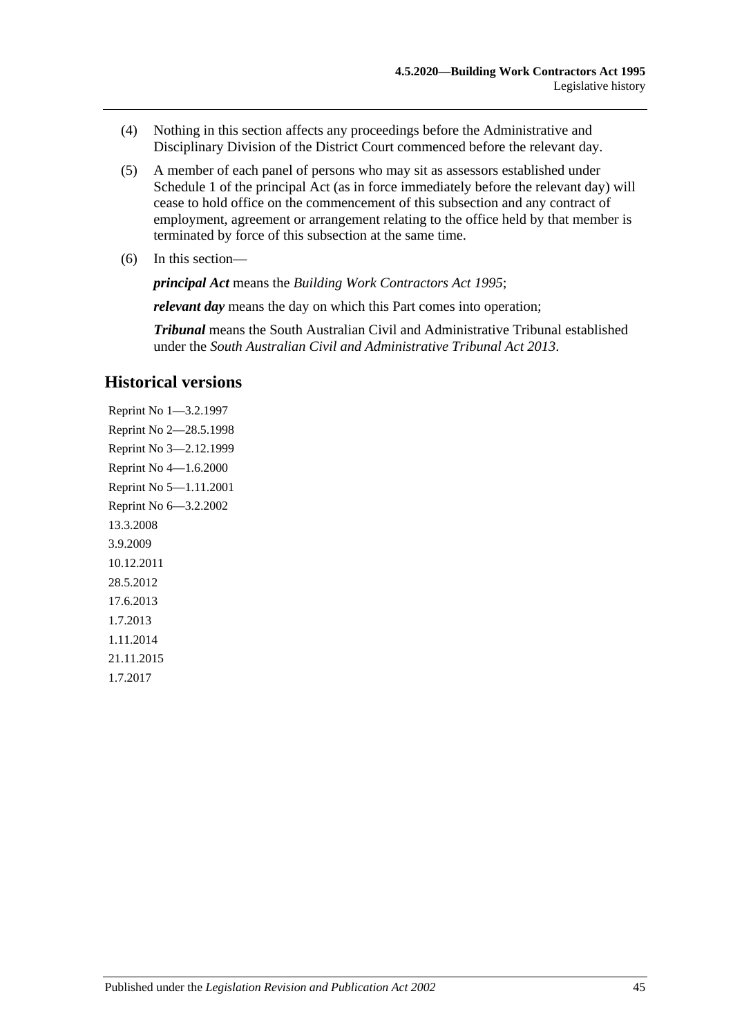(4) Nothing in this section affects any proceedings before the Administrative and Disciplinary Division of the District Court commenced before the relevant day.

(5) A member of each panel of persons who may sit as assessors established under Schedule 1 of the principal Act (as in force immediately before the relevant day) will cease to hold office on the commencement of this subsection and any contract of employment, agreement or arrangement relating to the office held by that member is terminated by force of this subsection at the same time.

(6) In this section—

***principal Act*** means the *Building Work Contractors Act 1995*;

***relevant day*** means the day on which this Part comes into operation;

***Tribunal*** means the South Australian Civil and Administrative Tribunal established under the *South Australian Civil and Administrative Tribunal Act 2013*.

## Historical versions

Reprint No 1—3.2.1997

Reprint No 2—28.5.1998

Reprint No 3—2.12.1999

Reprint No 4—1.6.2000

Reprint No 5—1.11.2001

Reprint No 6—3.2.2002

13.3.2008

3.9.2009

10.12.2011

28.5.2012

17.6.2013

1.7.2013

1.11.2014

21.11.2015

1.7.2017